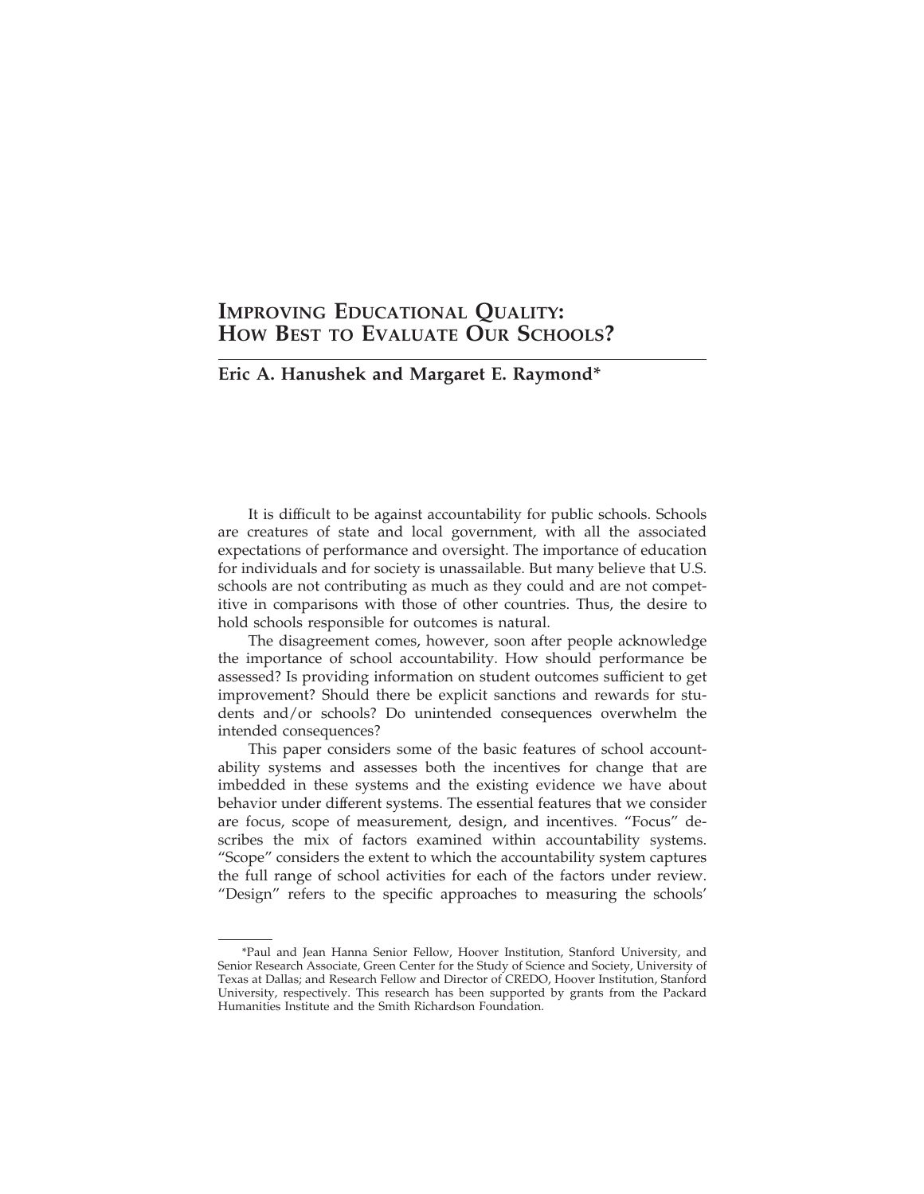# Improving Educational Quality: How Best to Evaluate Our Schools?

**Eric A. Hanushek and Margaret E. Raymond***

It is difficult to be against accountability for public schools. Schools are creatures of state and local government, with all the associated expectations of performance and oversight. The importance of education for individuals and for society is unassailable. But many believe that U.S. schools are not contributing as much as they could and are not competitive in comparisons with those of other countries. Thus, the desire to hold schools responsible for outcomes is natural.

The disagreement comes, however, soon after people acknowledge the importance of school accountability. How should performance be assessed? Is providing information on student outcomes sufficient to get improvement? Should there be explicit sanctions and rewards for students and/or schools? Do unintended consequences overwhelm the intended consequences?

This paper considers some of the basic features of school accountability systems and assesses both the incentives for change that are imbedded in these systems and the existing evidence we have about behavior under different systems. The essential features that we consider are focus, scope of measurement, design, and incentives. "Focus" describes the mix of factors examined within accountability systems. "Scope" considers the extent to which the accountability system captures the full range of school activities for each of the factors under review. "Design" refers to the specific approaches to measuring the schools'

*Paul and Jean Hanna Senior Fellow, Hoover Institution, Stanford University, and Senior Research Associate, Green Center for the Study of Science and Society, University of Texas at Dallas; and Research Fellow and Director of CREDO, Hoover Institution, Stanford University, respectively. This research has been supported by grants from the Packard Humanities Institute and the Smith Richardson Foundation.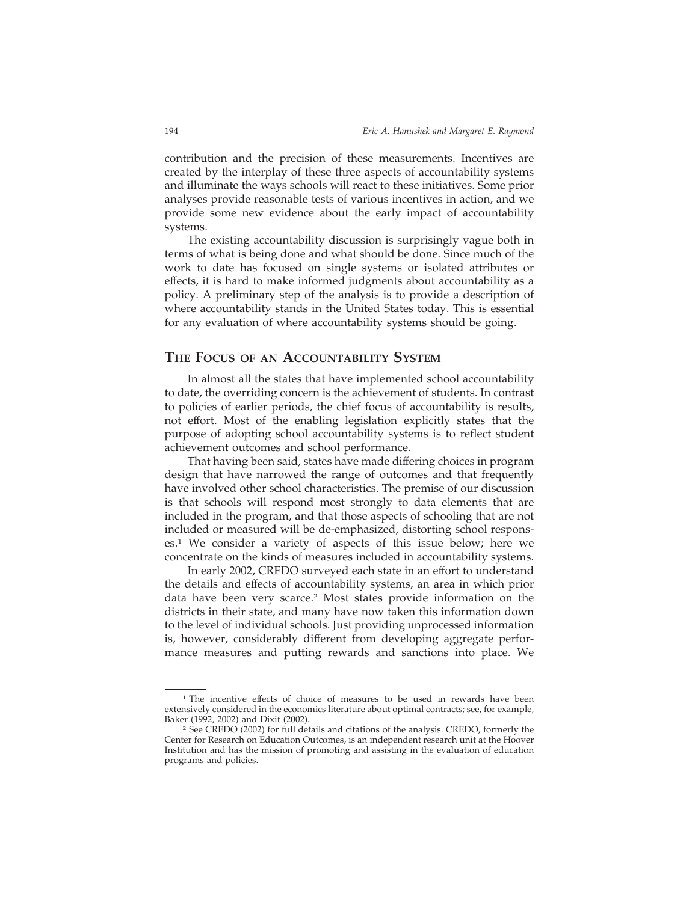contribution and the precision of these measurements. Incentives are created by the interplay of these three aspects of accountability systems and illuminate the ways schools will react to these initiatives. Some prior analyses provide reasonable tests of various incentives in action, and we provide some new evidence about the early impact of accountability systems.

The existing accountability discussion is surprisingly vague both in terms of what is being done and what should be done. Since much of the work to date has focused on single systems or isolated attributes or effects, it is hard to make informed judgments about accountability as a policy. A preliminary step of the analysis is to provide a description of where accountability stands in the United States today. This is essential for any evaluation of where accountability systems should be going.

## The Focus of an Accountability System

In almost all the states that have implemented school accountability to date, the overriding concern is the achievement of students. In contrast to policies of earlier periods, the chief focus of accountability is results, not effort. Most of the enabling legislation explicitly states that the purpose of adopting school accountability systems is to reflect student achievement outcomes and school performance.

That having been said, states have made differing choices in program design that have narrowed the range of outcomes and that frequently have involved other school characteristics. The premise of our discussion is that schools will respond most strongly to data elements that are included in the program, and that those aspects of schooling that are not included or measured will be de-emphasized, distorting school responses.[1] We consider a variety of aspects of this issue below; here we concentrate on the kinds of measures included in accountability systems.

In early 2002, CREDO surveyed each state in an effort to understand the details and effects of accountability systems, an area in which prior data have been very scarce.[2] Most states provide information on the districts in their state, and many have now taken this information down to the level of individual schools. Just providing unprocessed information is, however, considerably different from developing aggregate performance measures and putting rewards and sanctions into place. We

---

[1] The incentive effects of choice of measures to be used in rewards have been extensively considered in the economics literature about optimal contracts; see, for example, Baker (1992, 2002) and Dixit (2002).

[2] See CREDO (2002) for full details and citations of the analysis. CREDO, formerly the Center for Research on Education Outcomes, is an independent research unit at the Hoover Institution and has the mission of promoting and assisting in the evaluation of education programs and policies.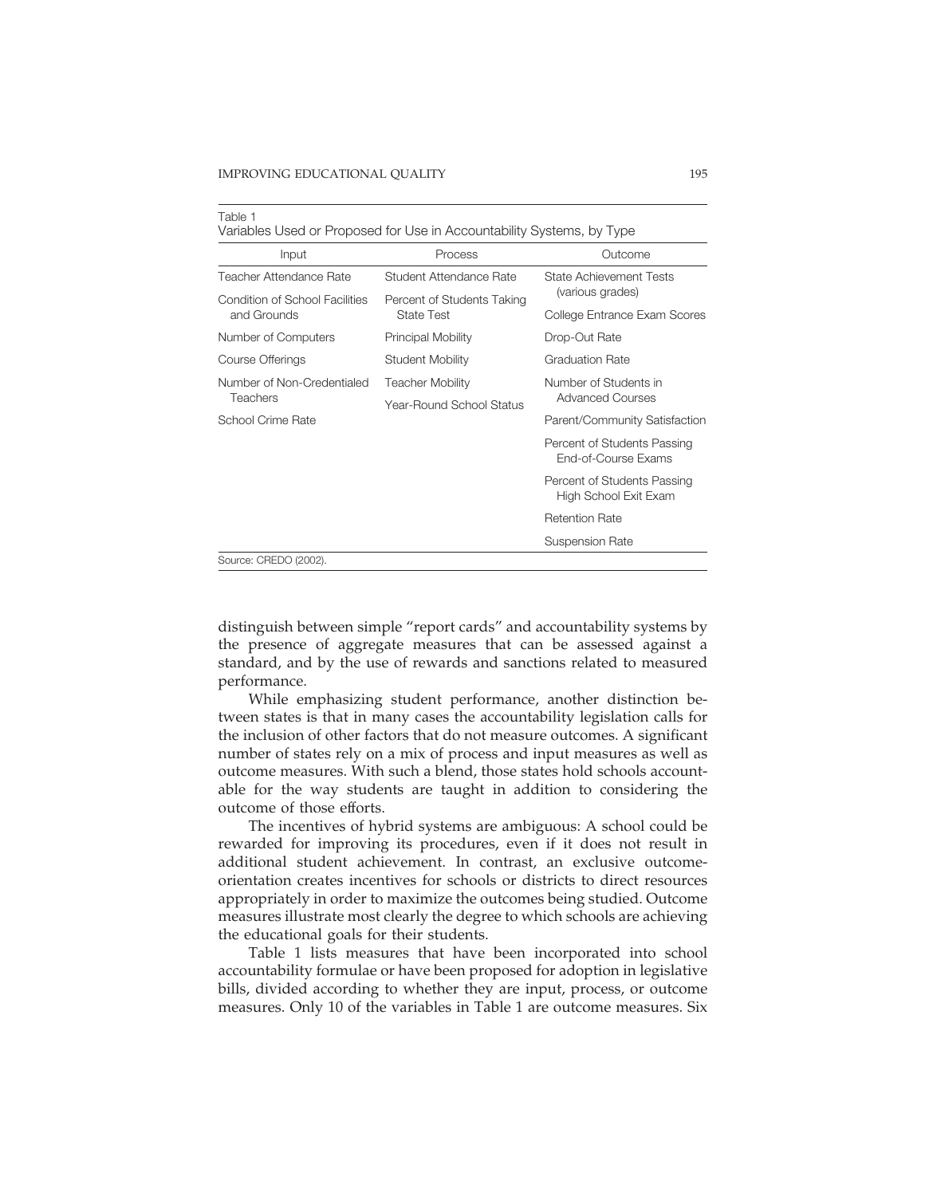Table 1
Variables Used or Proposed for Use in Accountability Systems, by Type

| Input | Process | Outcome |
|---|---|---|
| Teacher Attendance Rate | Student Attendance Rate | State Achievement Tests (various grades) |
| Condition of School Facilities and Grounds | Percent of Students Taking State Test | College Entrance Exam Scores |
| Number of Computers | Principal Mobility | Drop-Out Rate |
| Course Offerings | Student Mobility | Graduation Rate |
| Number of Non-Credentialed Teachers | Teacher Mobility | Number of Students in Advanced Courses |
| School Crime Rate | Year-Round School Status | Parent/Community Satisfaction |
| | | Percent of Students Passing End-of-Course Exams |
| | | Percent of Students Passing High School Exit Exam |
| | | Retention Rate |
| | | Suspension Rate |

Source: CREDO (2002).

distinguish between simple "report cards" and accountability systems by the presence of aggregate measures that can be assessed against a standard, and by the use of rewards and sanctions related to measured performance.

While emphasizing student performance, another distinction between states is that in many cases the accountability legislation calls for the inclusion of other factors that do not measure outcomes. A significant number of states rely on a mix of process and input measures as well as outcome measures. With such a blend, those states hold schools accountable for the way students are taught in addition to considering the outcome of those efforts.

The incentives of hybrid systems are ambiguous: A school could be rewarded for improving its procedures, even if it does not result in additional student achievement. In contrast, an exclusive outcome-orientation creates incentives for schools or districts to direct resources appropriately in order to maximize the outcomes being studied. Outcome measures illustrate most clearly the degree to which schools are achieving the educational goals for their students.

Table 1 lists measures that have been incorporated into school accountability formulae or have been proposed for adoption in legislative bills, divided according to whether they are input, process, or outcome measures. Only 10 of the variables in Table 1 are outcome measures. Six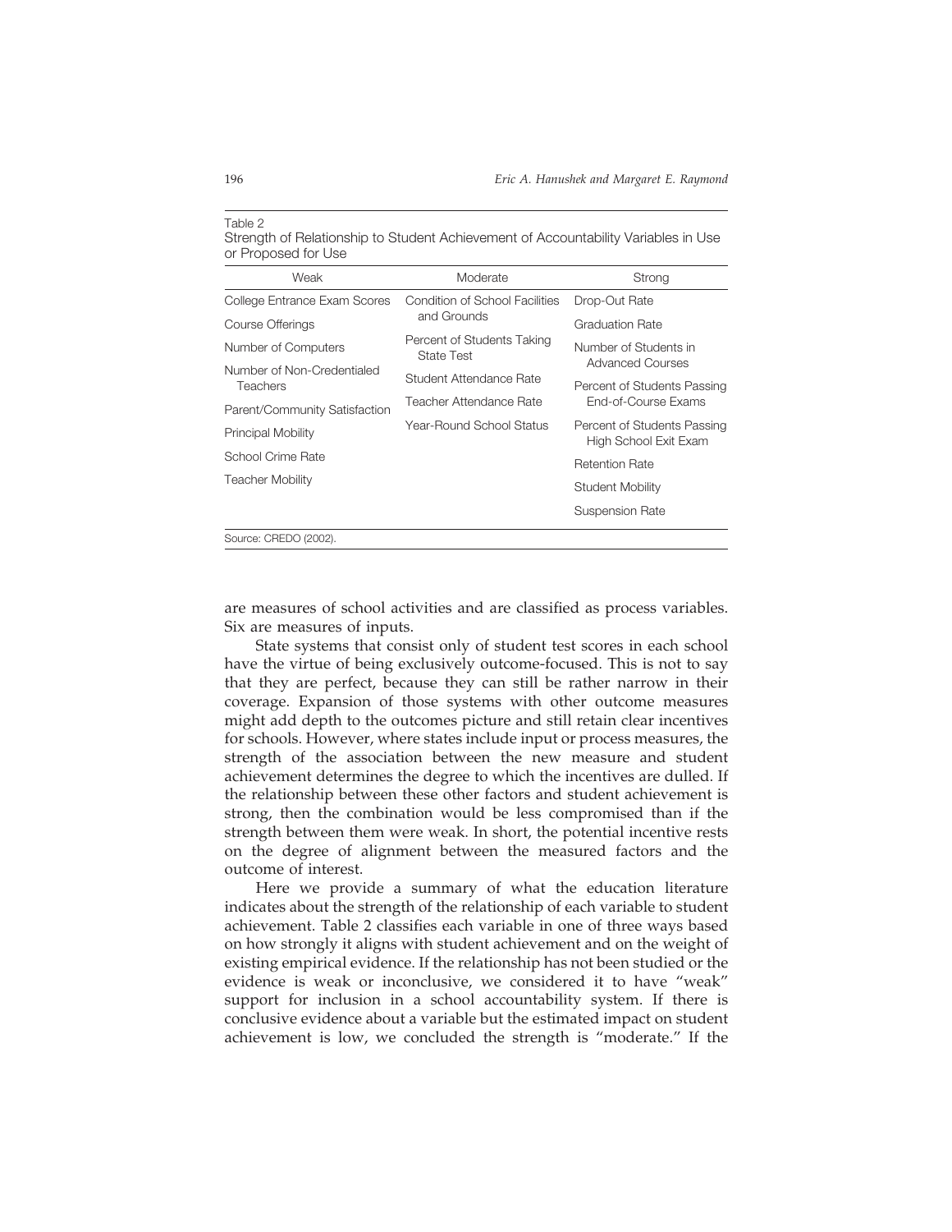Table 2
Strength of Relationship to Student Achievement of Accountability Variables in Use or Proposed for Use

| Weak | Moderate | Strong |
|---|---|---|
| College Entrance Exam Scores | Condition of School Facilities and Grounds | Drop-Out Rate |
| Course Offerings | Percent of Students Taking State Test | Graduation Rate |
| Number of Computers | Student Attendance Rate | Number of Students in Advanced Courses |
| Number of Non-Credentialed Teachers | Teacher Attendance Rate | Percent of Students Passing End-of-Course Exams |
| Parent/Community Satisfaction | Year-Round School Status | Percent of Students Passing High School Exit Exam |
| Principal Mobility | | Retention Rate |
| School Crime Rate | | Student Mobility |
| Teacher Mobility | | Suspension Rate |

Source: CREDO (2002).

are measures of school activities and are classified as process variables. Six are measures of inputs.

State systems that consist only of student test scores in each school have the virtue of being exclusively outcome-focused. This is not to say that they are perfect, because they can still be rather narrow in their coverage. Expansion of those systems with other outcome measures might add depth to the outcomes picture and still retain clear incentives for schools. However, where states include input or process measures, the strength of the association between the new measure and student achievement determines the degree to which the incentives are dulled. If the relationship between these other factors and student achievement is strong, then the combination would be less compromised than if the strength between them were weak. In short, the potential incentive rests on the degree of alignment between the measured factors and the outcome of interest.

Here we provide a summary of what the education literature indicates about the strength of the relationship of each variable to student achievement. Table 2 classifies each variable in one of three ways based on how strongly it aligns with student achievement and on the weight of existing empirical evidence. If the relationship has not been studied or the evidence is weak or inconclusive, we considered it to have "weak" support for inclusion in a school accountability system. If there is conclusive evidence about a variable but the estimated impact on student achievement is low, we concluded the strength is "moderate." If the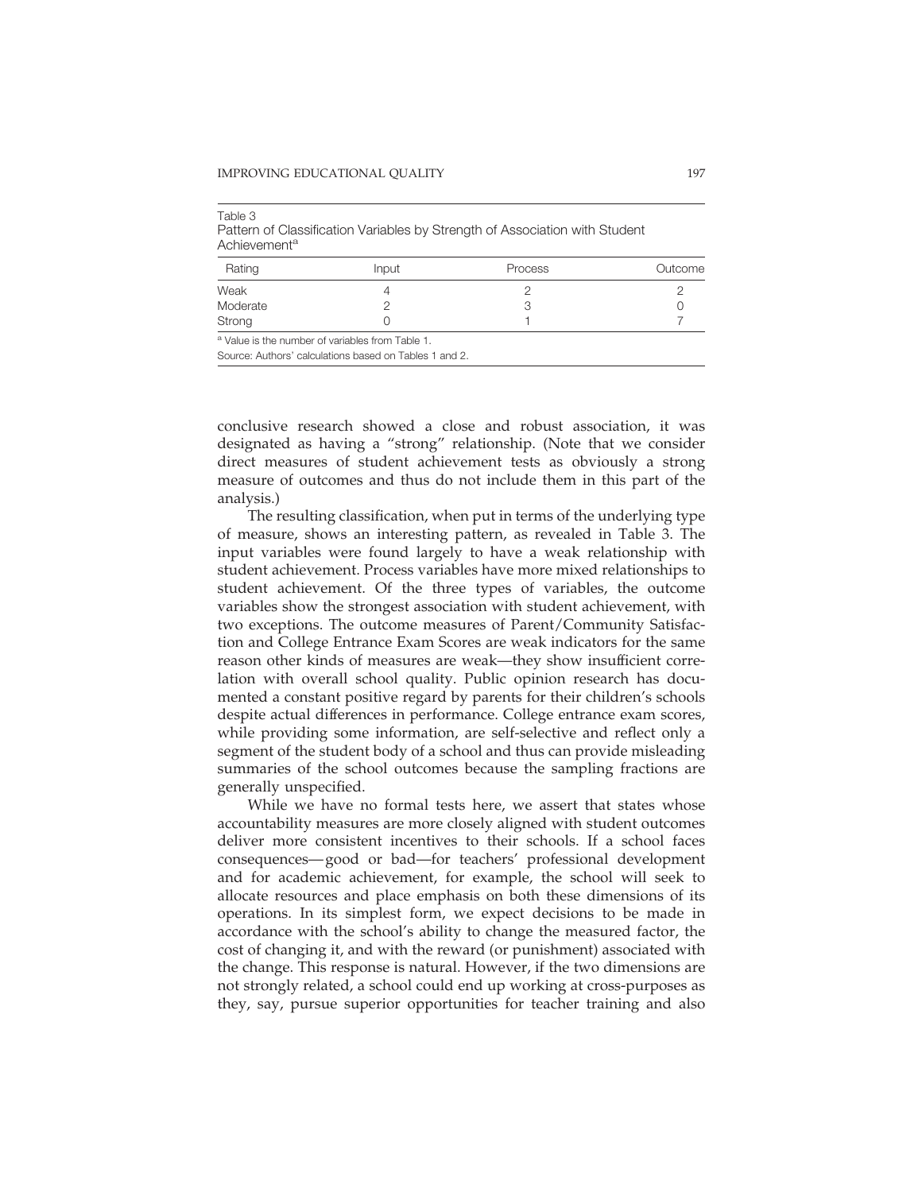Table 3
Pattern of Classification Variables by Strength of Association with Student Achievement[a]

| Rating | Input | Process | Outcome |
|---|---|---|---|
| Weak | 4 | 2 | 2 |
| Moderate | 2 | 3 | 0 |
| Strong | 0 | 1 | 7 |

[a] Value is the number of variables from Table 1.

Source: Authors' calculations based on Tables 1 and 2.

conclusive research showed a close and robust association, it was designated as having a "strong" relationship. (Note that we consider direct measures of student achievement tests as obviously a strong measure of outcomes and thus do not include them in this part of the analysis.)

The resulting classification, when put in terms of the underlying type of measure, shows an interesting pattern, as revealed in Table 3. The input variables were found largely to have a weak relationship with student achievement. Process variables have more mixed relationships to student achievement. Of the three types of variables, the outcome variables show the strongest association with student achievement, with two exceptions. The outcome measures of Parent/Community Satisfaction and College Entrance Exam Scores are weak indicators for the same reason other kinds of measures are weak—they show insufficient correlation with overall school quality. Public opinion research has documented a constant positive regard by parents for their children's schools despite actual differences in performance. College entrance exam scores, while providing some information, are self-selective and reflect only a segment of the student body of a school and thus can provide misleading summaries of the school outcomes because the sampling fractions are generally unspecified.

While we have no formal tests here, we assert that states whose accountability measures are more closely aligned with student outcomes deliver more consistent incentives to their schools. If a school faces consequences—good or bad—for teachers' professional development and for academic achievement, for example, the school will seek to allocate resources and place emphasis on both these dimensions of its operations. In its simplest form, we expect decisions to be made in accordance with the school's ability to change the measured factor, the cost of changing it, and with the reward (or punishment) associated with the change. This response is natural. However, if the two dimensions are not strongly related, a school could end up working at cross-purposes as they, say, pursue superior opportunities for teacher training and also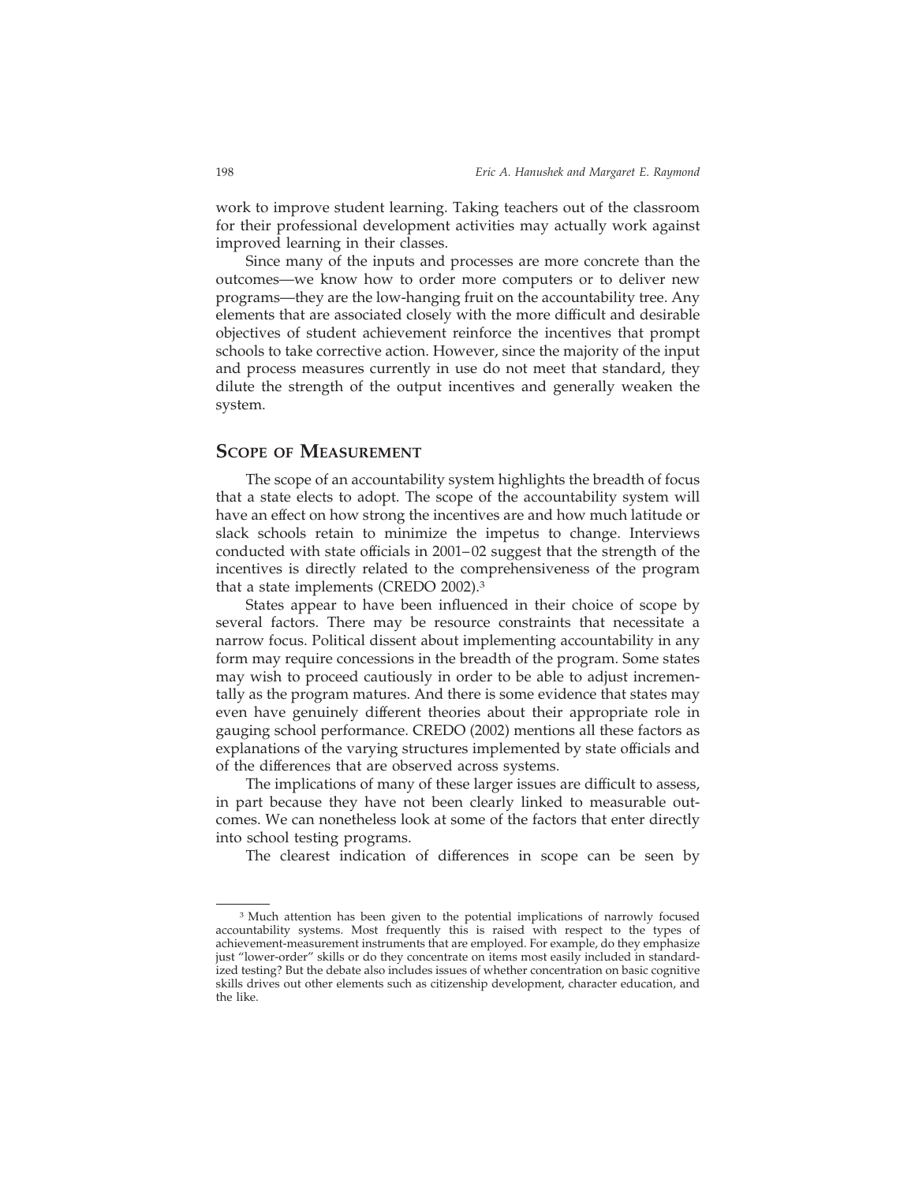work to improve student learning. Taking teachers out of the classroom for their professional development activities may actually work against improved learning in their classes.

Since many of the inputs and processes are more concrete than the outcomes—we know how to order more computers or to deliver new programs—they are the low-hanging fruit on the accountability tree. Any elements that are associated closely with the more difficult and desirable objectives of student achievement reinforce the incentives that prompt schools to take corrective action. However, since the majority of the input and process measures currently in use do not meet that standard, they dilute the strength of the output incentives and generally weaken the system.

## Scope of Measurement

The scope of an accountability system highlights the breadth of focus that a state elects to adopt. The scope of the accountability system will have an effect on how strong the incentives are and how much latitude or slack schools retain to minimize the impetus to change. Interviews conducted with state officials in 2001–02 suggest that the strength of the incentives is directly related to the comprehensiveness of the program that a state implements (CREDO 2002).[3]

States appear to have been influenced in their choice of scope by several factors. There may be resource constraints that necessitate a narrow focus. Political dissent about implementing accountability in any form may require concessions in the breadth of the program. Some states may wish to proceed cautiously in order to be able to adjust incrementally as the program matures. And there is some evidence that states may even have genuinely different theories about their appropriate role in gauging school performance. CREDO (2002) mentions all these factors as explanations of the varying structures implemented by state officials and of the differences that are observed across systems.

The implications of many of these larger issues are difficult to assess, in part because they have not been clearly linked to measurable outcomes. We can nonetheless look at some of the factors that enter directly into school testing programs.

The clearest indication of differences in scope can be seen by

[3] Much attention has been given to the potential implications of narrowly focused accountability systems. Most frequently this is raised with respect to the types of achievement-measurement instruments that are employed. For example, do they emphasize just "lower-order" skills or do they concentrate on items most easily included in standardized testing? But the debate also includes issues of whether concentration on basic cognitive skills drives out other elements such as citizenship development, character education, and the like.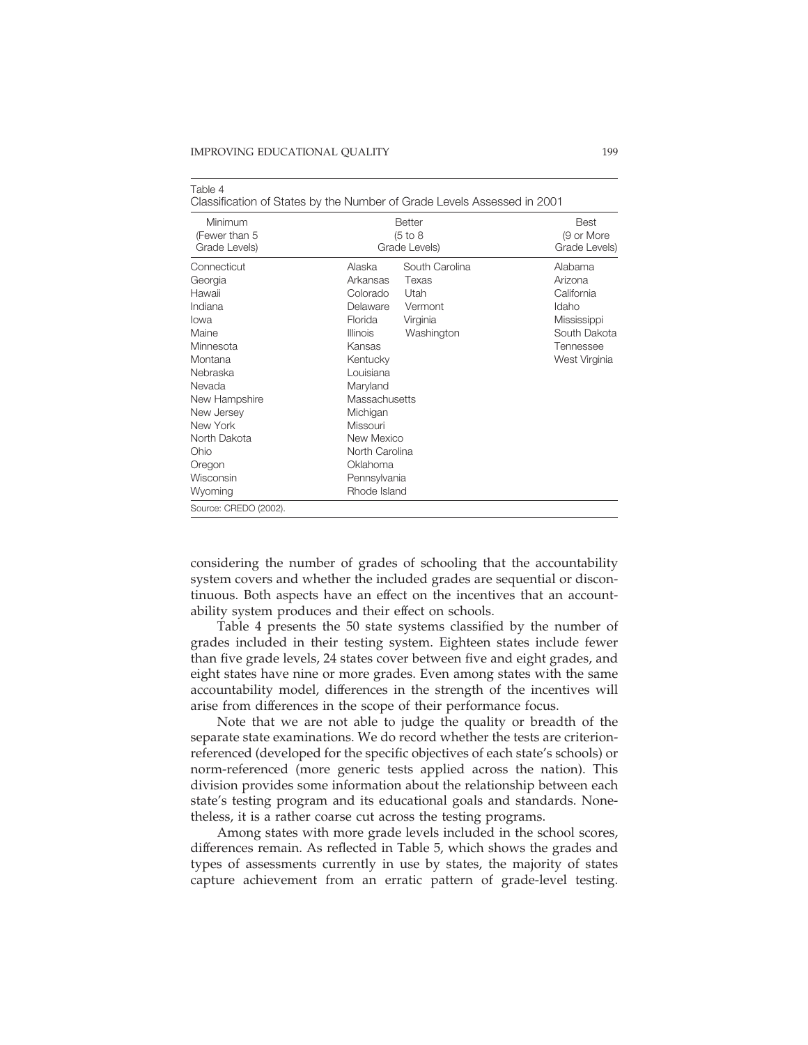Table 4
Classification of States by the Number of Grade Levels Assessed in 2001

| Minimum (Fewer than 5 Grade Levels) | Better (5 to 8 Grade Levels) | | Best (9 or More Grade Levels) |
|---|---|---|---|
| Connecticut | Alaska | South Carolina | Alabama |
| Georgia | Arkansas | Texas | Arizona |
| Hawaii | Colorado | Utah | California |
| Indiana | Delaware | Vermont | Idaho |
| Iowa | Florida | Virginia | Mississippi |
| Maine | Illinois | Washington | South Dakota |
| Minnesota | Kansas | | Tennessee |
| Montana | Kentucky | | West Virginia |
| Nebraska | Louisiana | | |
| Nevada | Maryland | | |
| New Hampshire | Massachusetts | | |
| New Jersey | Michigan | | |
| New York | Missouri | | |
| North Dakota | New Mexico | | |
| Ohio | North Carolina | | |
| Oregon | Oklahoma | | |
| Wisconsin | Pennsylvania | | |
| Wyoming | Rhode Island | | |

Source: CREDO (2002).

considering the number of grades of schooling that the accountability system covers and whether the included grades are sequential or discontinuous. Both aspects have an effect on the incentives that an accountability system produces and their effect on schools.

Table 4 presents the 50 state systems classified by the number of grades included in their testing system. Eighteen states include fewer than five grade levels, 24 states cover between five and eight grades, and eight states have nine or more grades. Even among states with the same accountability model, differences in the strength of the incentives will arise from differences in the scope of their performance focus.

Note that we are not able to judge the quality or breadth of the separate state examinations. We do record whether the tests are criterion-referenced (developed for the specific objectives of each state's schools) or norm-referenced (more generic tests applied across the nation). This division provides some information about the relationship between each state's testing program and its educational goals and standards. Nonetheless, it is a rather coarse cut across the testing programs.

Among states with more grade levels included in the school scores, differences remain. As reflected in Table 5, which shows the grades and types of assessments currently in use by states, the majority of states capture achievement from an erratic pattern of grade-level testing.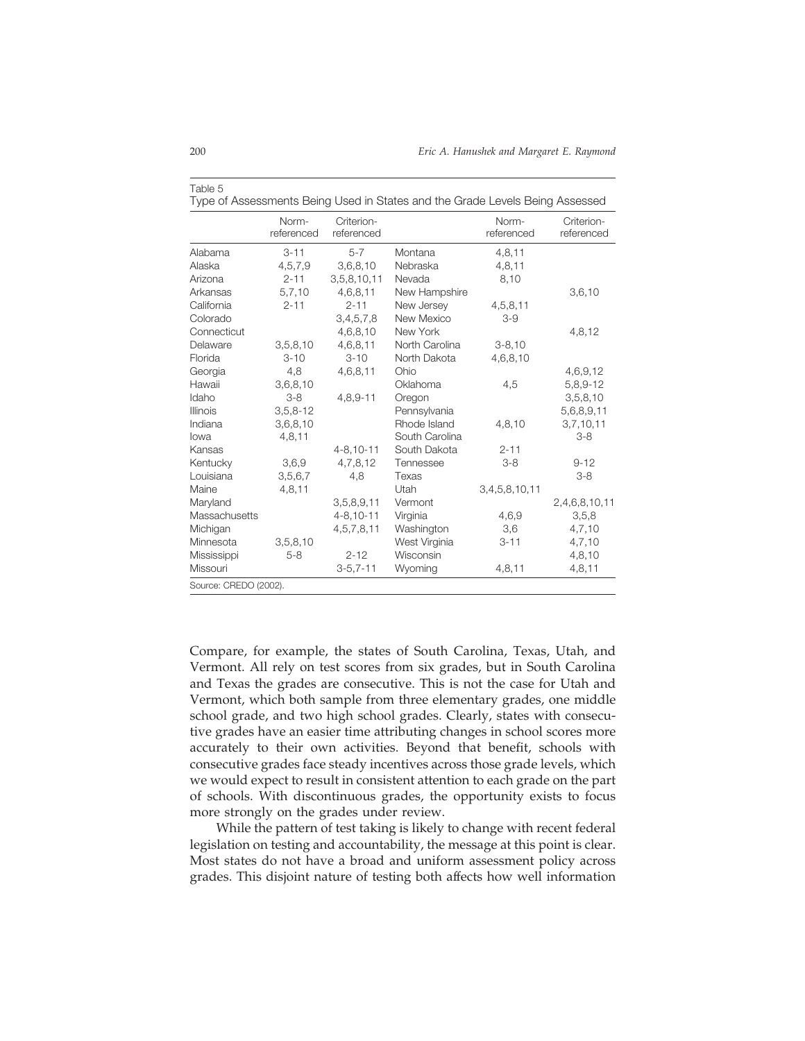Table 5

Type of Assessments Being Used in States and the Grade Levels Being Assessed

| | Norm-referenced | Criterion-referenced | | Norm-referenced | Criterion-referenced |
|---|---|---|---|---|---|
| Alabama | 3-11 | 5-7 | Montana | 4,8,11 | |
| Alaska | 4,5,7,9 | 3,6,8,10 | Nebraska | 4,8,11 | |
| Arizona | 2-11 | 3,5,8,10,11 | Nevada | 8,10 | |
| Arkansas | 5,7,10 | 4,6,8,11 | New Hampshire | | 3,6,10 |
| California | 2-11 | 2-11 | New Jersey | 4,5,8,11 | |
| Colorado | | 3,4,5,7,8 | New Mexico | 3-9 | |
| Connecticut | | 4,6,8,10 | New York | | 4,8,12 |
| Delaware | 3,5,8,10 | 4,6,8,11 | North Carolina | 3-8,10 | |
| Florida | 3-10 | 3-10 | North Dakota | 4,6,8,10 | |
| Georgia | 4,8 | 4,6,8,11 | Ohio | | 4,6,9,12 |
| Hawaii | 3,6,8,10 | | Oklahoma | 4,5 | 5,8,9-12 |
| Idaho | 3-8 | 4,8,9-11 | Oregon | | 3,5,8,10 |
| Illinois | 3,5,8-12 | | Pennsylvania | | 5,6,8,9,11 |
| Indiana | 3,6,8,10 | | Rhode Island | 4,8,10 | 3,7,10,11 |
| Iowa | 4,8,11 | | South Carolina | | 3-8 |
| Kansas | | 4-8,10-11 | South Dakota | 2-11 | |
| Kentucky | 3,6,9 | 4,7,8,12 | Tennessee | 3-8 | 9-12 |
| Louisiana | 3,5,6,7 | 4,8 | Texas | | 3-8 |
| Maine | 4,8,11 | | Utah | 3,4,5,8,10,11 | |
| Maryland | | 3,5,8,9,11 | Vermont | | 2,4,6,8,10,11 |
| Massachusetts | | 4-8,10-11 | Virginia | 4,6,9 | 3,5,8 |
| Michigan | | 4,5,7,8,11 | Washington | 3,6 | 4,7,10 |
| Minnesota | 3,5,8,10 | | West Virginia | 3-11 | 4,7,10 |
| Mississippi | 5-8 | 2-12 | Wisconsin | | 4,8,10 |
| Missouri | | 3-5,7-11 | Wyoming | 4,8,11 | 4,8,11 |

Source: CREDO (2002).

Compare, for example, the states of South Carolina, Texas, Utah, and Vermont. All rely on test scores from six grades, but in South Carolina and Texas the grades are consecutive. This is not the case for Utah and Vermont, which both sample from three elementary grades, one middle school grade, and two high school grades. Clearly, states with consecutive grades have an easier time attributing changes in school scores more accurately to their own activities. Beyond that benefit, schools with consecutive grades face steady incentives across those grade levels, which we would expect to result in consistent attention to each grade on the part of schools. With discontinuous grades, the opportunity exists to focus more strongly on the grades under review.

While the pattern of test taking is likely to change with recent federal legislation on testing and accountability, the message at this point is clear. Most states do not have a broad and uniform assessment policy across grades. This disjoint nature of testing both affects how well information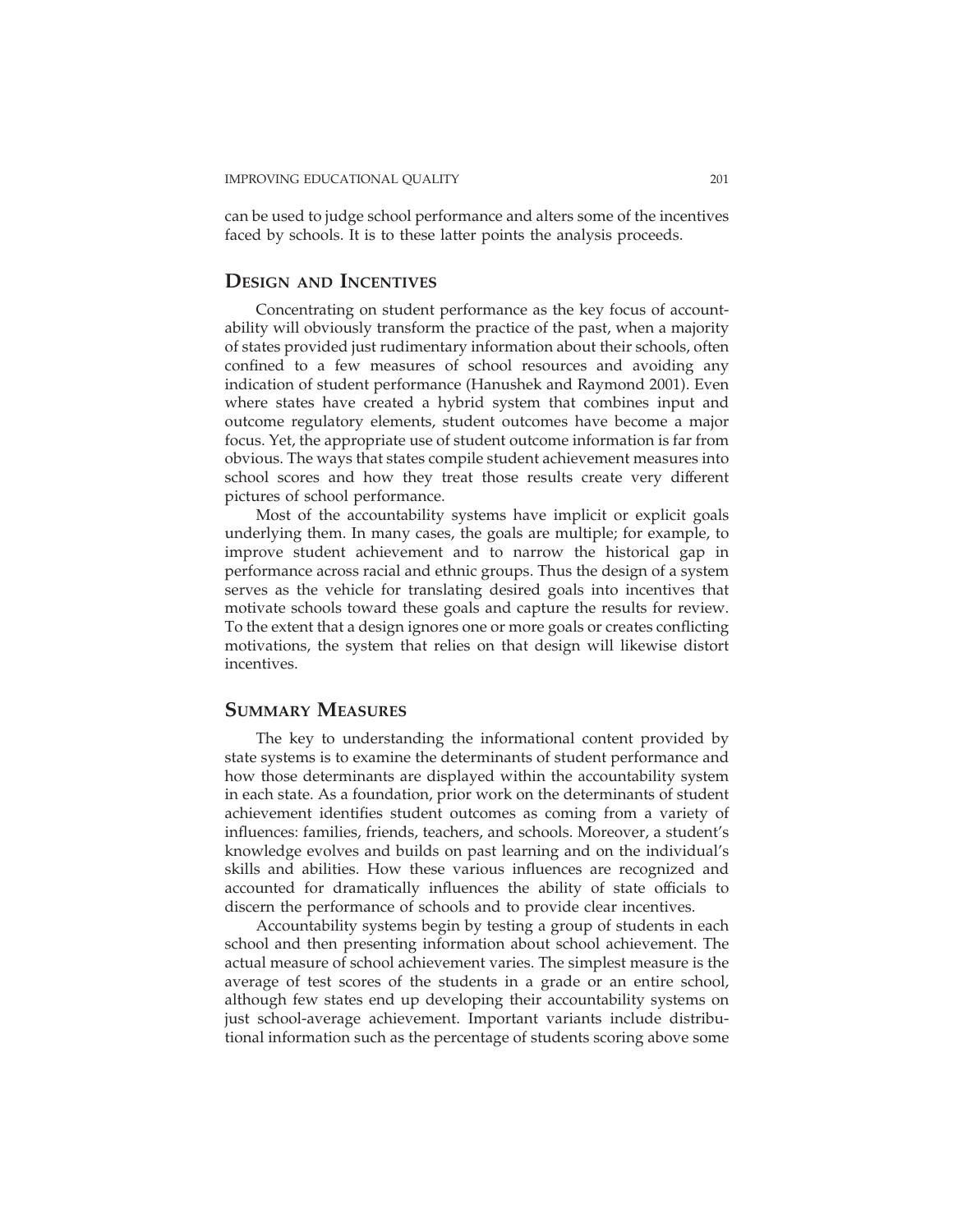can be used to judge school performance and alters some of the incentives faced by schools. It is to these latter points the analysis proceeds.

## Design and Incentives

Concentrating on student performance as the key focus of accountability will obviously transform the practice of the past, when a majority of states provided just rudimentary information about their schools, often confined to a few measures of school resources and avoiding any indication of student performance (Hanushek and Raymond 2001). Even where states have created a hybrid system that combines input and outcome regulatory elements, student outcomes have become a major focus. Yet, the appropriate use of student outcome information is far from obvious. The ways that states compile student achievement measures into school scores and how they treat those results create very different pictures of school performance.

Most of the accountability systems have implicit or explicit goals underlying them. In many cases, the goals are multiple; for example, to improve student achievement and to narrow the historical gap in performance across racial and ethnic groups. Thus the design of a system serves as the vehicle for translating desired goals into incentives that motivate schools toward these goals and capture the results for review. To the extent that a design ignores one or more goals or creates conflicting motivations, the system that relies on that design will likewise distort incentives.

## Summary Measures

The key to understanding the informational content provided by state systems is to examine the determinants of student performance and how those determinants are displayed within the accountability system in each state. As a foundation, prior work on the determinants of student achievement identifies student outcomes as coming from a variety of influences: families, friends, teachers, and schools. Moreover, a student's knowledge evolves and builds on past learning and on the individual's skills and abilities. How these various influences are recognized and accounted for dramatically influences the ability of state officials to discern the performance of schools and to provide clear incentives.

Accountability systems begin by testing a group of students in each school and then presenting information about school achievement. The actual measure of school achievement varies. The simplest measure is the average of test scores of the students in a grade or an entire school, although few states end up developing their accountability systems on just school-average achievement. Important variants include distributional information such as the percentage of students scoring above some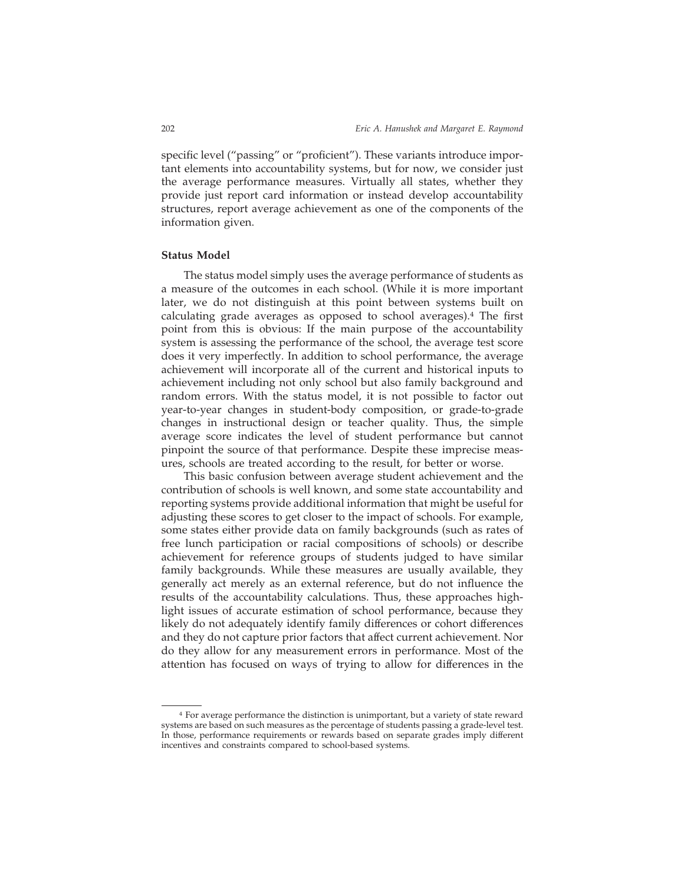specific level ("passing" or "proficient"). These variants introduce important elements into accountability systems, but for now, we consider just the average performance measures. Virtually all states, whether they provide just report card information or instead develop accountability structures, report average achievement as one of the components of the information given.

### Status Model

The status model simply uses the average performance of students as a measure of the outcomes in each school. (While it is more important later, we do not distinguish at this point between systems built on calculating grade averages as opposed to school averages).[4] The first point from this is obvious: If the main purpose of the accountability system is assessing the performance of the school, the average test score does it very imperfectly. In addition to school performance, the average achievement will incorporate all of the current and historical inputs to achievement including not only school but also family background and random errors. With the status model, it is not possible to factor out year-to-year changes in student-body composition, or grade-to-grade changes in instructional design or teacher quality. Thus, the simple average score indicates the level of student performance but cannot pinpoint the source of that performance. Despite these imprecise measures, schools are treated according to the result, for better or worse.

This basic confusion between average student achievement and the contribution of schools is well known, and some state accountability and reporting systems provide additional information that might be useful for adjusting these scores to get closer to the impact of schools. For example, some states either provide data on family backgrounds (such as rates of free lunch participation or racial compositions of schools) or describe achievement for reference groups of students judged to have similar family backgrounds. While these measures are usually available, they generally act merely as an external reference, but do not influence the results of the accountability calculations. Thus, these approaches highlight issues of accurate estimation of school performance, because they likely do not adequately identify family differences or cohort differences and they do not capture prior factors that affect current achievement. Nor do they allow for any measurement errors in performance. Most of the attention has focused on ways of trying to allow for differences in the

---

[4] For average performance the distinction is unimportant, but a variety of state reward systems are based on such measures as the percentage of students passing a grade-level test. In those, performance requirements or rewards based on separate grades imply different incentives and constraints compared to school-based systems.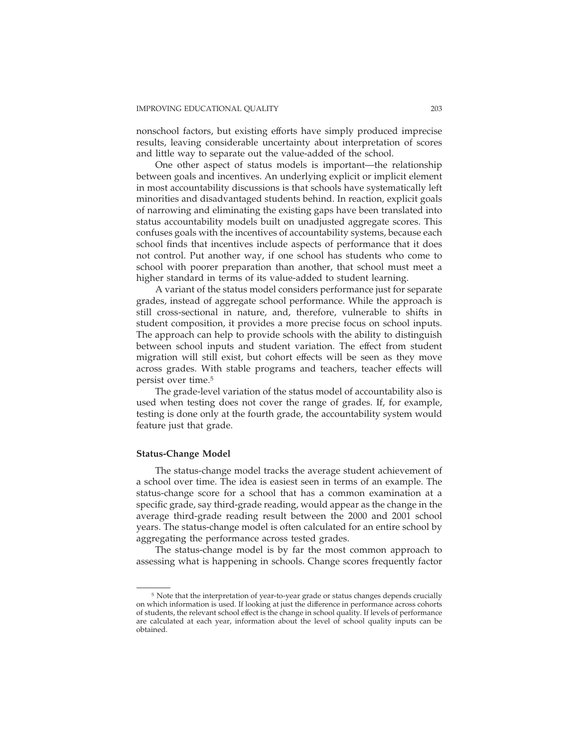nonschool factors, but existing efforts have simply produced imprecise results, leaving considerable uncertainty about interpretation of scores and little way to separate out the value-added of the school.

One other aspect of status models is important—the relationship between goals and incentives. An underlying explicit or implicit element in most accountability discussions is that schools have systematically left minorities and disadvantaged students behind. In reaction, explicit goals of narrowing and eliminating the existing gaps have been translated into status accountability models built on unadjusted aggregate scores. This confuses goals with the incentives of accountability systems, because each school finds that incentives include aspects of performance that it does not control. Put another way, if one school has students who come to school with poorer preparation than another, that school must meet a higher standard in terms of its value-added to student learning.

A variant of the status model considers performance just for separate grades, instead of aggregate school performance. While the approach is still cross-sectional in nature, and, therefore, vulnerable to shifts in student composition, it provides a more precise focus on school inputs. The approach can help to provide schools with the ability to distinguish between school inputs and student variation. The effect from student migration will still exist, but cohort effects will be seen as they move across grades. With stable programs and teachers, teacher effects will persist over time.[5]

The grade-level variation of the status model of accountability also is used when testing does not cover the range of grades. If, for example, testing is done only at the fourth grade, the accountability system would feature just that grade.

### Status-Change Model

The status-change model tracks the average student achievement of a school over time. The idea is easiest seen in terms of an example. The status-change score for a school that has a common examination at a specific grade, say third-grade reading, would appear as the change in the average third-grade reading result between the 2000 and 2001 school years. The status-change model is often calculated for an entire school by aggregating the performance across tested grades.

The status-change model is by far the most common approach to assessing what is happening in schools. Change scores frequently factor

[5] Note that the interpretation of year-to-year grade or status changes depends crucially on which information is used. If looking at just the difference in performance across cohorts of students, the relevant school effect is the change in school quality. If levels of performance are calculated at each year, information about the level of school quality inputs can be obtained.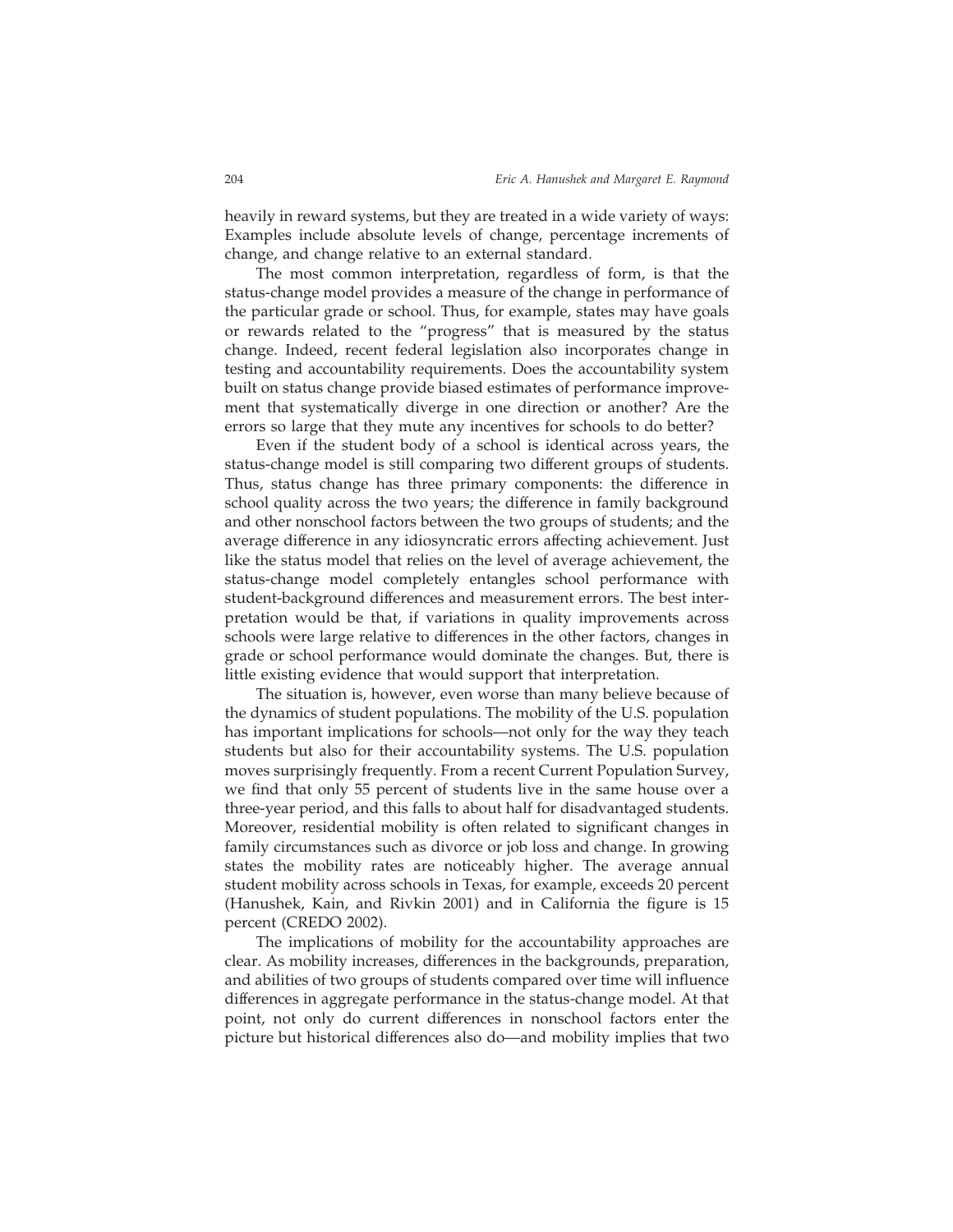heavily in reward systems, but they are treated in a wide variety of ways: Examples include absolute levels of change, percentage increments of change, and change relative to an external standard.

The most common interpretation, regardless of form, is that the status-change model provides a measure of the change in performance of the particular grade or school. Thus, for example, states may have goals or rewards related to the "progress" that is measured by the status change. Indeed, recent federal legislation also incorporates change in testing and accountability requirements. Does the accountability system built on status change provide biased estimates of performance improvement that systematically diverge in one direction or another? Are the errors so large that they mute any incentives for schools to do better?

Even if the student body of a school is identical across years, the status-change model is still comparing two different groups of students. Thus, status change has three primary components: the difference in school quality across the two years; the difference in family background and other nonschool factors between the two groups of students; and the average difference in any idiosyncratic errors affecting achievement. Just like the status model that relies on the level of average achievement, the status-change model completely entangles school performance with student-background differences and measurement errors. The best interpretation would be that, if variations in quality improvements across schools were large relative to differences in the other factors, changes in grade or school performance would dominate the changes. But, there is little existing evidence that would support that interpretation.

The situation is, however, even worse than many believe because of the dynamics of student populations. The mobility of the U.S. population has important implications for schools—not only for the way they teach students but also for their accountability systems. The U.S. population moves surprisingly frequently. From a recent Current Population Survey, we find that only 55 percent of students live in the same house over a three-year period, and this falls to about half for disadvantaged students. Moreover, residential mobility is often related to significant changes in family circumstances such as divorce or job loss and change. In growing states the mobility rates are noticeably higher. The average annual student mobility across schools in Texas, for example, exceeds 20 percent (Hanushek, Kain, and Rivkin 2001) and in California the figure is 15 percent (CREDO 2002).

The implications of mobility for the accountability approaches are clear. As mobility increases, differences in the backgrounds, preparation, and abilities of two groups of students compared over time will influence differences in aggregate performance in the status-change model. At that point, not only do current differences in nonschool factors enter the picture but historical differences also do—and mobility implies that two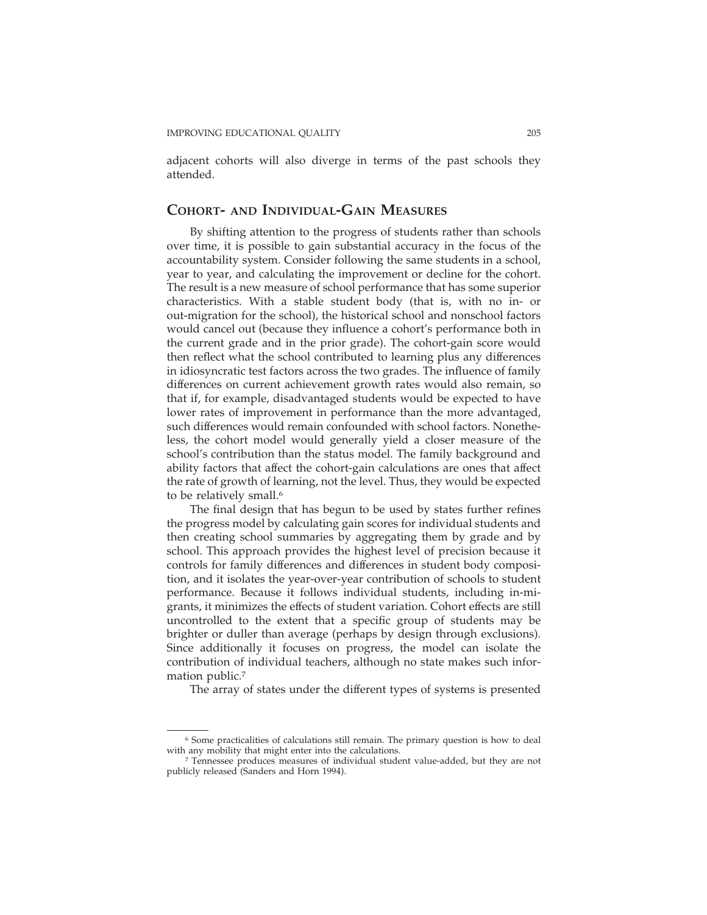adjacent cohorts will also diverge in terms of the past schools they attended.

## Cohort- and Individual-Gain Measures

By shifting attention to the progress of students rather than schools over time, it is possible to gain substantial accuracy in the focus of the accountability system. Consider following the same students in a school, year to year, and calculating the improvement or decline for the cohort. The result is a new measure of school performance that has some superior characteristics. With a stable student body (that is, with no in- or out-migration for the school), the historical school and nonschool factors would cancel out (because they influence a cohort's performance both in the current grade and in the prior grade). The cohort-gain score would then reflect what the school contributed to learning plus any differences in idiosyncratic test factors across the two grades. The influence of family differences on current achievement growth rates would also remain, so that if, for example, disadvantaged students would be expected to have lower rates of improvement in performance than the more advantaged, such differences would remain confounded with school factors. Nonetheless, the cohort model would generally yield a closer measure of the school's contribution than the status model. The family background and ability factors that affect the cohort-gain calculations are ones that affect the rate of growth of learning, not the level. Thus, they would be expected to be relatively small.[6]

The final design that has begun to be used by states further refines the progress model by calculating gain scores for individual students and then creating school summaries by aggregating them by grade and by school. This approach provides the highest level of precision because it controls for family differences and differences in student body composition, and it isolates the year-over-year contribution of schools to student performance. Because it follows individual students, including in-migrants, it minimizes the effects of student variation. Cohort effects are still uncontrolled to the extent that a specific group of students may be brighter or duller than average (perhaps by design through exclusions). Since additionally it focuses on progress, the model can isolate the contribution of individual teachers, although no state makes such information public.[7]

The array of states under the different types of systems is presented

---

[6] Some practicalities of calculations still remain. The primary question is how to deal with any mobility that might enter into the calculations.

[7] Tennessee produces measures of individual student value-added, but they are not publicly released (Sanders and Horn 1994).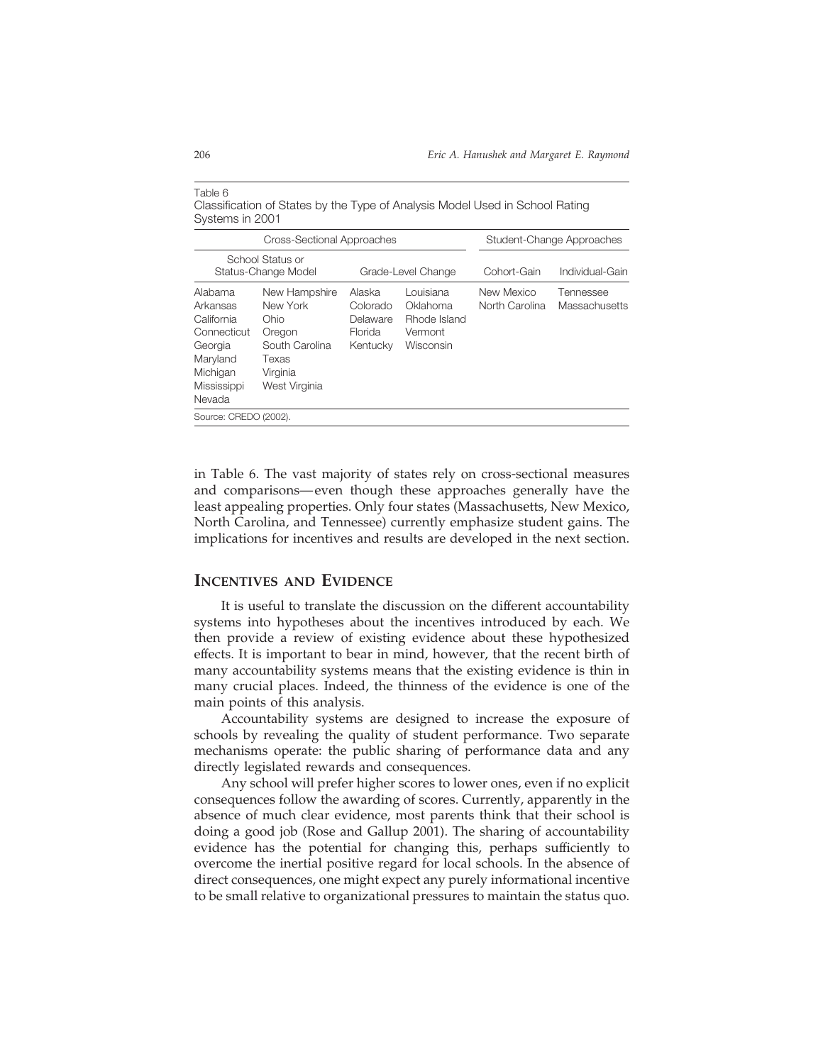Table 6
Classification of States by the Type of Analysis Model Used in School Rating Systems in 2001

| Cross-Sectional Approaches | | | | Student-Change Approaches | |
|---|---|---|---|---|---|
| School Status or Status-Change Model | | Grade-Level Change | | Cohort-Gain | Individual-Gain |
| Alabama | New Hampshire | Alaska | Louisiana | New Mexico | Tennessee |
| Arkansas | New York | Colorado | Oklahoma | North Carolina | Massachusetts |
| California | Ohio | Delaware | Rhode Island | | |
| Connecticut | Oregon | Florida | Vermont | | |
| Georgia | South Carolina | Kentucky | Wisconsin | | |
| Maryland | Texas | | | | |
| Michigan | Virginia | | | | |
| Mississippi | West Virginia | | | | |
| Nevada | | | | | |

Source: CREDO (2002).

in Table 6. The vast majority of states rely on cross-sectional measures and comparisons—even though these approaches generally have the least appealing properties. Only four states (Massachusetts, New Mexico, North Carolina, and Tennessee) currently emphasize student gains. The implications for incentives and results are developed in the next section.

## Incentives and Evidence

It is useful to translate the discussion on the different accountability systems into hypotheses about the incentives introduced by each. We then provide a review of existing evidence about these hypothesized effects. It is important to bear in mind, however, that the recent birth of many accountability systems means that the existing evidence is thin in many crucial places. Indeed, the thinness of the evidence is one of the main points of this analysis.

Accountability systems are designed to increase the exposure of schools by revealing the quality of student performance. Two separate mechanisms operate: the public sharing of performance data and any directly legislated rewards and consequences.

Any school will prefer higher scores to lower ones, even if no explicit consequences follow the awarding of scores. Currently, apparently in the absence of much clear evidence, most parents think that their school is doing a good job (Rose and Gallup 2001). The sharing of accountability evidence has the potential for changing this, perhaps sufficiently to overcome the inertial positive regard for local schools. In the absence of direct consequences, one might expect any purely informational incentive to be small relative to organizational pressures to maintain the status quo.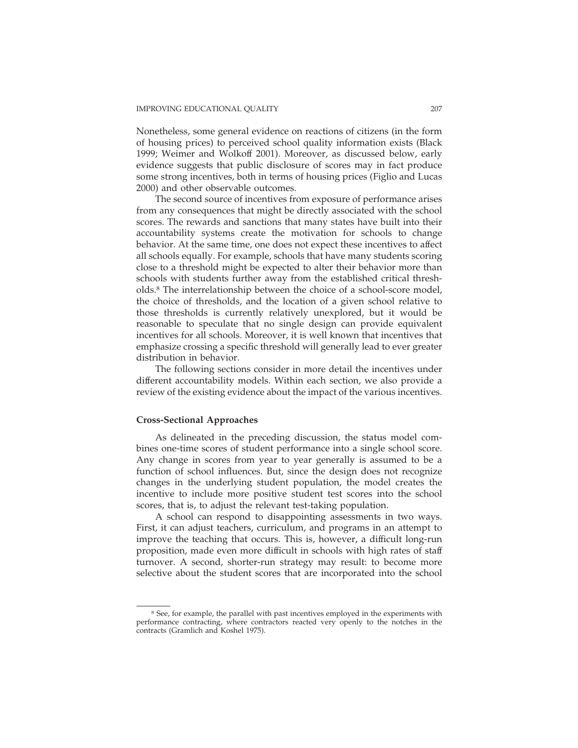Nonetheless, some general evidence on reactions of citizens (in the form of housing prices) to perceived school quality information exists (Black 1999; Weimer and Wolkoff 2001). Moreover, as discussed below, early evidence suggests that public disclosure of scores may in fact produce some strong incentives, both in terms of housing prices (Figlio and Lucas 2000) and other observable outcomes.

The second source of incentives from exposure of performance arises from any consequences that might be directly associated with the school scores. The rewards and sanctions that many states have built into their accountability systems create the motivation for schools to change behavior. At the same time, one does not expect these incentives to affect all schools equally. For example, schools that have many students scoring close to a threshold might be expected to alter their behavior more than schools with students further away from the established critical thresholds.[8] The interrelationship between the choice of a school-score model, the choice of thresholds, and the location of a given school relative to those thresholds is currently relatively unexplored, but it would be reasonable to speculate that no single design can provide equivalent incentives for all schools. Moreover, it is well known that incentives that emphasize crossing a specific threshold will generally lead to ever greater distribution in behavior.

The following sections consider in more detail the incentives under different accountability models. Within each section, we also provide a review of the existing evidence about the impact of the various incentives.

**Cross-Sectional Approaches**

As delineated in the preceding discussion, the status model combines one-time scores of student performance into a single school score. Any change in scores from year to year generally is assumed to be a function of school influences. But, since the design does not recognize changes in the underlying student population, the model creates the incentive to include more positive student test scores into the school scores, that is, to adjust the relevant test-taking population.

A school can respond to disappointing assessments in two ways. First, it can adjust teachers, curriculum, and programs in an attempt to improve the teaching that occurs. This is, however, a difficult long-run proposition, made even more difficult in schools with high rates of staff turnover. A second, shorter-run strategy may result: to become more selective about the student scores that are incorporated into the school

[8] See, for example, the parallel with past incentives employed in the experiments with performance contracting, where contractors reacted very openly to the notches in the contracts (Gramlich and Koshel 1975).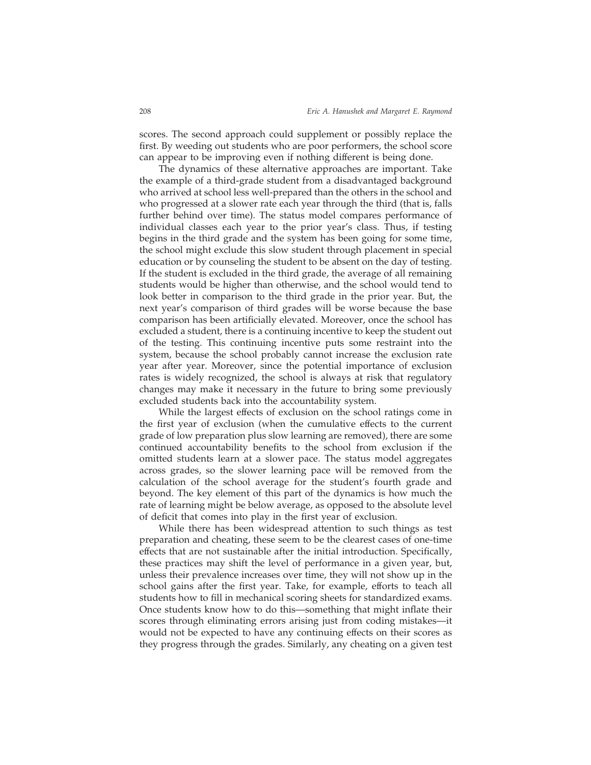scores. The second approach could supplement or possibly replace the first. By weeding out students who are poor performers, the school score can appear to be improving even if nothing different is being done.

The dynamics of these alternative approaches are important. Take the example of a third-grade student from a disadvantaged background who arrived at school less well-prepared than the others in the school and who progressed at a slower rate each year through the third (that is, falls further behind over time). The status model compares performance of individual classes each year to the prior year's class. Thus, if testing begins in the third grade and the system has been going for some time, the school might exclude this slow student through placement in special education or by counseling the student to be absent on the day of testing. If the student is excluded in the third grade, the average of all remaining students would be higher than otherwise, and the school would tend to look better in comparison to the third grade in the prior year. But, the next year's comparison of third grades will be worse because the base comparison has been artificially elevated. Moreover, once the school has excluded a student, there is a continuing incentive to keep the student out of the testing. This continuing incentive puts some restraint into the system, because the school probably cannot increase the exclusion rate year after year. Moreover, since the potential importance of exclusion rates is widely recognized, the school is always at risk that regulatory changes may make it necessary in the future to bring some previously excluded students back into the accountability system.

While the largest effects of exclusion on the school ratings come in the first year of exclusion (when the cumulative effects to the current grade of low preparation plus slow learning are removed), there are some continued accountability benefits to the school from exclusion if the omitted students learn at a slower pace. The status model aggregates across grades, so the slower learning pace will be removed from the calculation of the school average for the student's fourth grade and beyond. The key element of this part of the dynamics is how much the rate of learning might be below average, as opposed to the absolute level of deficit that comes into play in the first year of exclusion.

While there has been widespread attention to such things as test preparation and cheating, these seem to be the clearest cases of one-time effects that are not sustainable after the initial introduction. Specifically, these practices may shift the level of performance in a given year, but, unless their prevalence increases over time, they will not show up in the school gains after the first year. Take, for example, efforts to teach all students how to fill in mechanical scoring sheets for standardized exams. Once students know how to do this—something that might inflate their scores through eliminating errors arising just from coding mistakes—it would not be expected to have any continuing effects on their scores as they progress through the grades. Similarly, any cheating on a given test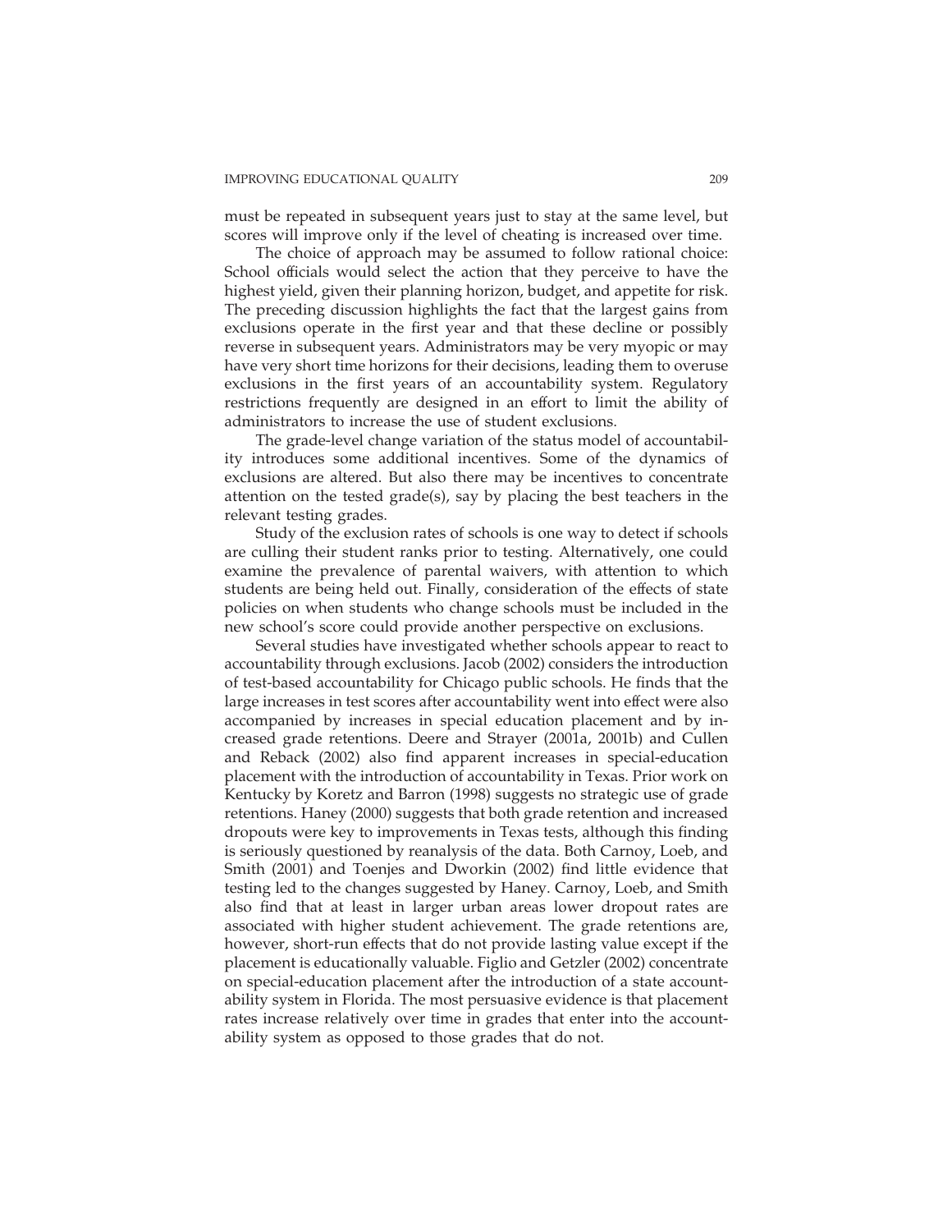must be repeated in subsequent years just to stay at the same level, but scores will improve only if the level of cheating is increased over time.

The choice of approach may be assumed to follow rational choice: School officials would select the action that they perceive to have the highest yield, given their planning horizon, budget, and appetite for risk. The preceding discussion highlights the fact that the largest gains from exclusions operate in the first year and that these decline or possibly reverse in subsequent years. Administrators may be very myopic or may have very short time horizons for their decisions, leading them to overuse exclusions in the first years of an accountability system. Regulatory restrictions frequently are designed in an effort to limit the ability of administrators to increase the use of student exclusions.

The grade-level change variation of the status model of accountability introduces some additional incentives. Some of the dynamics of exclusions are altered. But also there may be incentives to concentrate attention on the tested grade(s), say by placing the best teachers in the relevant testing grades.

Study of the exclusion rates of schools is one way to detect if schools are culling their student ranks prior to testing. Alternatively, one could examine the prevalence of parental waivers, with attention to which students are being held out. Finally, consideration of the effects of state policies on when students who change schools must be included in the new school's score could provide another perspective on exclusions.

Several studies have investigated whether schools appear to react to accountability through exclusions. Jacob (2002) considers the introduction of test-based accountability for Chicago public schools. He finds that the large increases in test scores after accountability went into effect were also accompanied by increases in special education placement and by increased grade retentions. Deere and Strayer (2001a, 2001b) and Cullen and Reback (2002) also find apparent increases in special-education placement with the introduction of accountability in Texas. Prior work on Kentucky by Koretz and Barron (1998) suggests no strategic use of grade retentions. Haney (2000) suggests that both grade retention and increased dropouts were key to improvements in Texas tests, although this finding is seriously questioned by reanalysis of the data. Both Carnoy, Loeb, and Smith (2001) and Toenjes and Dworkin (2002) find little evidence that testing led to the changes suggested by Haney. Carnoy, Loeb, and Smith also find that at least in larger urban areas lower dropout rates are associated with higher student achievement. The grade retentions are, however, short-run effects that do not provide lasting value except if the placement is educationally valuable. Figlio and Getzler (2002) concentrate on special-education placement after the introduction of a state accountability system in Florida. The most persuasive evidence is that placement rates increase relatively over time in grades that enter into the accountability system as opposed to those grades that do not.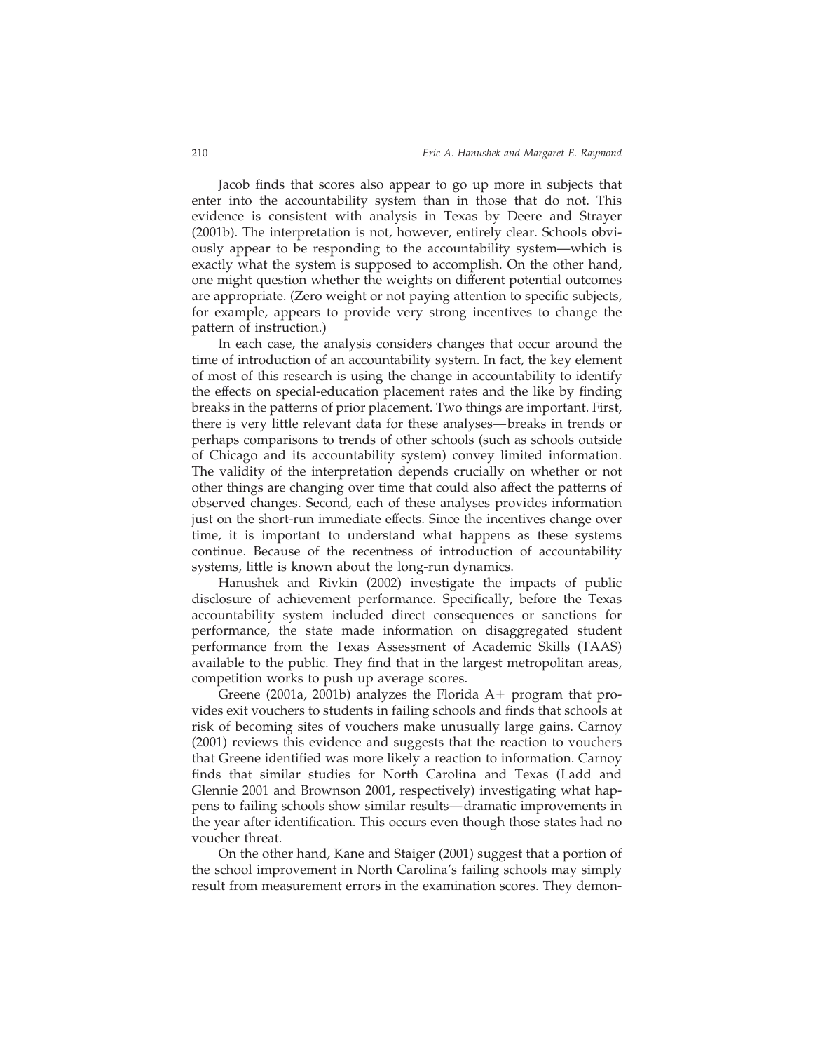Jacob finds that scores also appear to go up more in subjects that enter into the accountability system than in those that do not. This evidence is consistent with analysis in Texas by Deere and Strayer (2001b). The interpretation is not, however, entirely clear. Schools obviously appear to be responding to the accountability system—which is exactly what the system is supposed to accomplish. On the other hand, one might question whether the weights on different potential outcomes are appropriate. (Zero weight or not paying attention to specific subjects, for example, appears to provide very strong incentives to change the pattern of instruction.)

In each case, the analysis considers changes that occur around the time of introduction of an accountability system. In fact, the key element of most of this research is using the change in accountability to identify the effects on special-education placement rates and the like by finding breaks in the patterns of prior placement. Two things are important. First, there is very little relevant data for these analyses—breaks in trends or perhaps comparisons to trends of other schools (such as schools outside of Chicago and its accountability system) convey limited information. The validity of the interpretation depends crucially on whether or not other things are changing over time that could also affect the patterns of observed changes. Second, each of these analyses provides information just on the short-run immediate effects. Since the incentives change over time, it is important to understand what happens as these systems continue. Because of the recentness of introduction of accountability systems, little is known about the long-run dynamics.

Hanushek and Rivkin (2002) investigate the impacts of public disclosure of achievement performance. Specifically, before the Texas accountability system included direct consequences or sanctions for performance, the state made information on disaggregated student performance from the Texas Assessment of Academic Skills (TAAS) available to the public. They find that in the largest metropolitan areas, competition works to push up average scores.

Greene (2001a, 2001b) analyzes the Florida A+ program that provides exit vouchers to students in failing schools and finds that schools at risk of becoming sites of vouchers make unusually large gains. Carnoy (2001) reviews this evidence and suggests that the reaction to vouchers that Greene identified was more likely a reaction to information. Carnoy finds that similar studies for North Carolina and Texas (Ladd and Glennie 2001 and Brownson 2001, respectively) investigating what happens to failing schools show similar results—dramatic improvements in the year after identification. This occurs even though those states had no voucher threat.

On the other hand, Kane and Staiger (2001) suggest that a portion of the school improvement in North Carolina's failing schools may simply result from measurement errors in the examination scores. They demon-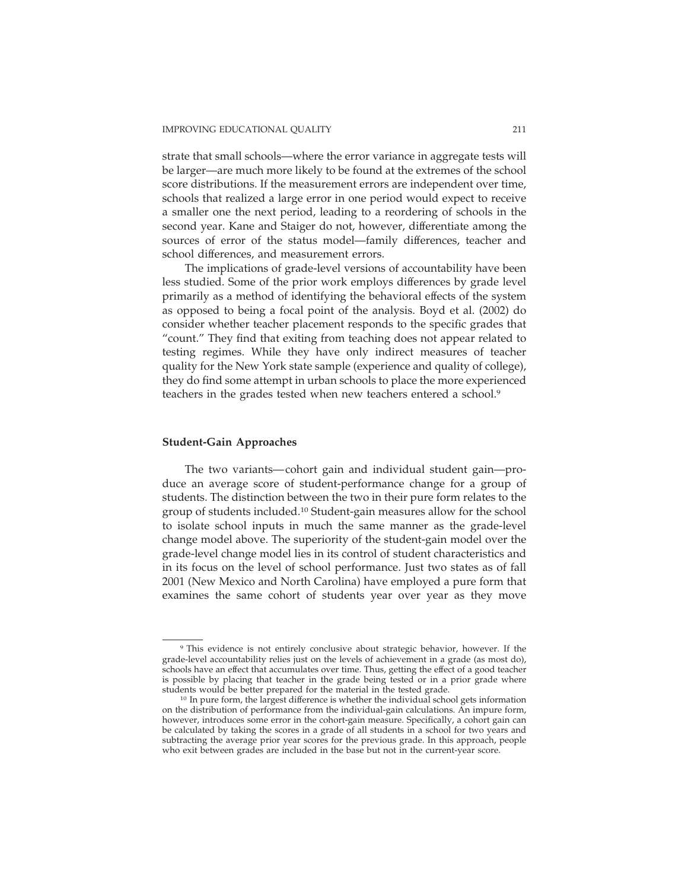strate that small schools—where the error variance in aggregate tests will be larger—are much more likely to be found at the extremes of the school score distributions. If the measurement errors are independent over time, schools that realized a large error in one period would expect to receive a smaller one the next period, leading to a reordering of schools in the second year. Kane and Staiger do not, however, differentiate among the sources of error of the status model—family differences, teacher and school differences, and measurement errors.

The implications of grade-level versions of accountability have been less studied. Some of the prior work employs differences by grade level primarily as a method of identifying the behavioral effects of the system as opposed to being a focal point of the analysis. Boyd et al. (2002) do consider whether teacher placement responds to the specific grades that "count." They find that exiting from teaching does not appear related to testing regimes. While they have only indirect measures of teacher quality for the New York state sample (experience and quality of college), they do find some attempt in urban schools to place the more experienced teachers in the grades tested when new teachers entered a school.[9]

### Student-Gain Approaches

The two variants—cohort gain and individual student gain—produce an average score of student-performance change for a group of students. The distinction between the two in their pure form relates to the group of students included.[10] Student-gain measures allow for the school to isolate school inputs in much the same manner as the grade-level change model above. The superiority of the student-gain model over the grade-level change model lies in its control of student characteristics and in its focus on the level of school performance. Just two states as of fall 2001 (New Mexico and North Carolina) have employed a pure form that examines the same cohort of students year over year as they move

---

[9] This evidence is not entirely conclusive about strategic behavior, however. If the grade-level accountability relies just on the levels of achievement in a grade (as most do), schools have an effect that accumulates over time. Thus, getting the effect of a good teacher is possible by placing that teacher in the grade being tested or in a prior grade where students would be better prepared for the material in the tested grade.

[10] In pure form, the largest difference is whether the individual school gets information on the distribution of performance from the individual-gain calculations. An impure form, however, introduces some error in the cohort-gain measure. Specifically, a cohort gain can be calculated by taking the scores in a grade of all students in a school for two years and subtracting the average prior year scores for the previous grade. In this approach, people who exit between grades are included in the base but not in the current-year score.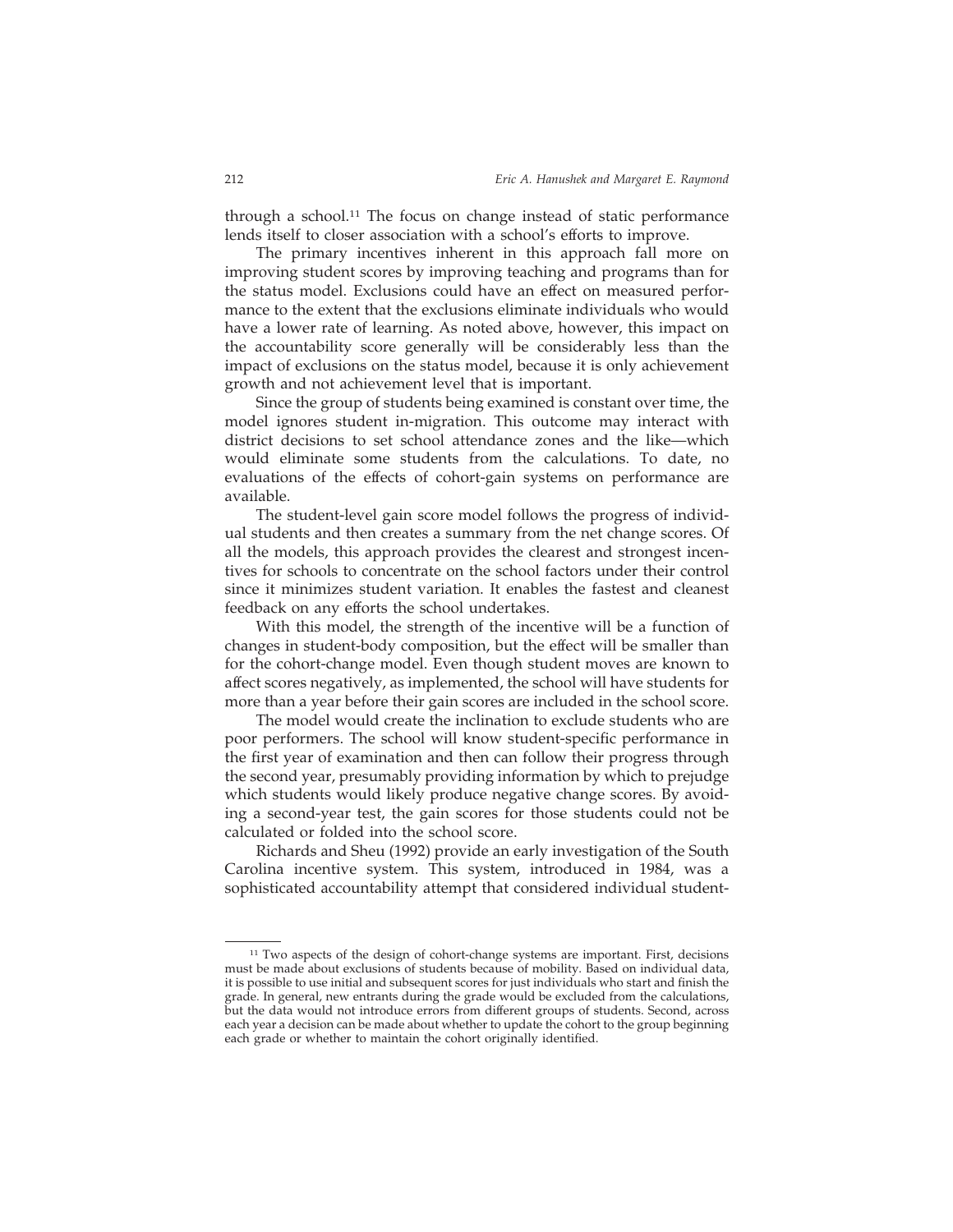through a school.[11] The focus on change instead of static performance lends itself to closer association with a school's efforts to improve.

The primary incentives inherent in this approach fall more on improving student scores by improving teaching and programs than for the status model. Exclusions could have an effect on measured performance to the extent that the exclusions eliminate individuals who would have a lower rate of learning. As noted above, however, this impact on the accountability score generally will be considerably less than the impact of exclusions on the status model, because it is only achievement growth and not achievement level that is important.

Since the group of students being examined is constant over time, the model ignores student in-migration. This outcome may interact with district decisions to set school attendance zones and the like—which would eliminate some students from the calculations. To date, no evaluations of the effects of cohort-gain systems on performance are available.

The student-level gain score model follows the progress of individual students and then creates a summary from the net change scores. Of all the models, this approach provides the clearest and strongest incentives for schools to concentrate on the school factors under their control since it minimizes student variation. It enables the fastest and cleanest feedback on any efforts the school undertakes.

With this model, the strength of the incentive will be a function of changes in student-body composition, but the effect will be smaller than for the cohort-change model. Even though student moves are known to affect scores negatively, as implemented, the school will have students for more than a year before their gain scores are included in the school score.

The model would create the inclination to exclude students who are poor performers. The school will know student-specific performance in the first year of examination and then can follow their progress through the second year, presumably providing information by which to prejudge which students would likely produce negative change scores. By avoiding a second-year test, the gain scores for those students could not be calculated or folded into the school score.

Richards and Sheu (1992) provide an early investigation of the South Carolina incentive system. This system, introduced in 1984, was a sophisticated accountability attempt that considered individual student-

---

[11] Two aspects of the design of cohort-change systems are important. First, decisions must be made about exclusions of students because of mobility. Based on individual data, it is possible to use initial and subsequent scores for just individuals who start and finish the grade. In general, new entrants during the grade would be excluded from the calculations, but the data would not introduce errors from different groups of students. Second, across each year a decision can be made about whether to update the cohort to the group beginning each grade or whether to maintain the cohort originally identified.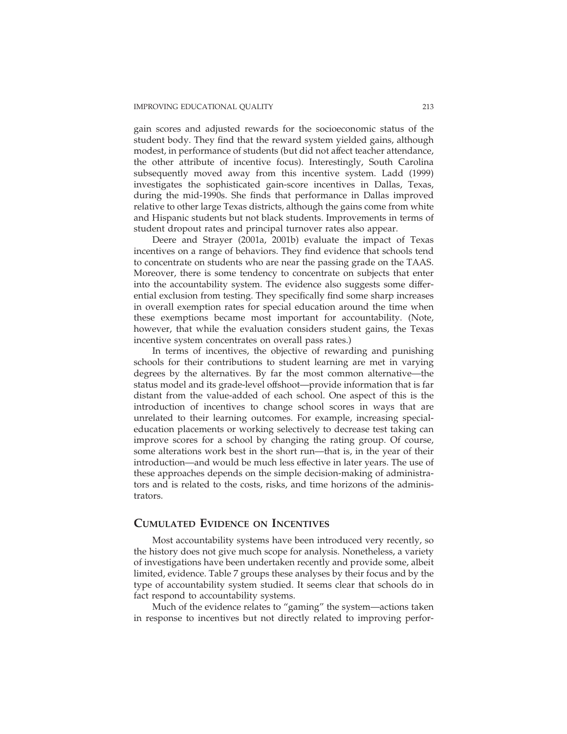gain scores and adjusted rewards for the socioeconomic status of the student body. They find that the reward system yielded gains, although modest, in performance of students (but did not affect teacher attendance, the other attribute of incentive focus). Interestingly, South Carolina subsequently moved away from this incentive system. Ladd (1999) investigates the sophisticated gain-score incentives in Dallas, Texas, during the mid-1990s. She finds that performance in Dallas improved relative to other large Texas districts, although the gains come from white and Hispanic students but not black students. Improvements in terms of student dropout rates and principal turnover rates also appear.

Deere and Strayer (2001a, 2001b) evaluate the impact of Texas incentives on a range of behaviors. They find evidence that schools tend to concentrate on students who are near the passing grade on the TAAS. Moreover, there is some tendency to concentrate on subjects that enter into the accountability system. The evidence also suggests some differential exclusion from testing. They specifically find some sharp increases in overall exemption rates for special education around the time when these exemptions became most important for accountability. (Note, however, that while the evaluation considers student gains, the Texas incentive system concentrates on overall pass rates.)

In terms of incentives, the objective of rewarding and punishing schools for their contributions to student learning are met in varying degrees by the alternatives. By far the most common alternative—the status model and its grade-level offshoot—provide information that is far distant from the value-added of each school. One aspect of this is the introduction of incentives to change school scores in ways that are unrelated to their learning outcomes. For example, increasing special-education placements or working selectively to decrease test taking can improve scores for a school by changing the rating group. Of course, some alterations work best in the short run—that is, in the year of their introduction—and would be much less effective in later years. The use of these approaches depends on the simple decision-making of administrators and is related to the costs, risks, and time horizons of the administrators.

## Cumulated Evidence on Incentives

Most accountability systems have been introduced very recently, so the history does not give much scope for analysis. Nonetheless, a variety of investigations have been undertaken recently and provide some, albeit limited, evidence. Table 7 groups these analyses by their focus and by the type of accountability system studied. It seems clear that schools do in fact respond to accountability systems.

Much of the evidence relates to "gaming" the system—actions taken in response to incentives but not directly related to improving perfor-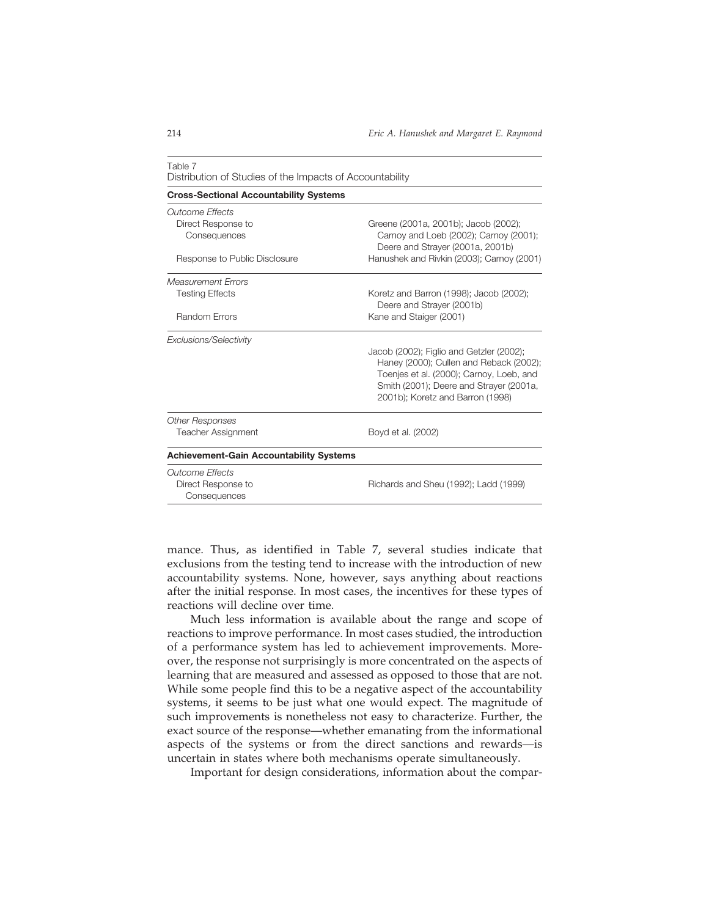Table 7
Distribution of Studies of the Impacts of Accountability

| **Cross-Sectional Accountability Systems** | |
|---|---|
| *Outcome Effects* | |
| Direct Response to Consequences | Greene (2001a, 2001b); Jacob (2002); Carnoy and Loeb (2002); Carnoy (2001); Deere and Strayer (2001a, 2001b) |
| Response to Public Disclosure | Hanushek and Rivkin (2003); Carnoy (2001) |
| *Measurement Errors* | |
| Testing Effects | Koretz and Barron (1998); Jacob (2002); Deere and Strayer (2001b) |
| Random Errors | Kane and Staiger (2001) |
| *Exclusions/Selectivity* | |
| | Jacob (2002); Figlio and Getzler (2002); Haney (2000); Cullen and Reback (2002); Toenjes et al. (2000); Carnoy, Loeb, and Smith (2001); Deere and Strayer (2001a, 2001b); Koretz and Barron (1998) |
| *Other Responses* | |
| Teacher Assignment | Boyd et al. (2002) |
| **Achievement-Gain Accountability Systems** | |
| *Outcome Effects* | |
| Direct Response to Consequences | Richards and Sheu (1992); Ladd (1999) |

mance. Thus, as identified in Table 7, several studies indicate that exclusions from the testing tend to increase with the introduction of new accountability systems. None, however, says anything about reactions after the initial response. In most cases, the incentives for these types of reactions will decline over time.

Much less information is available about the range and scope of reactions to improve performance. In most cases studied, the introduction of a performance system has led to achievement improvements. Moreover, the response not surprisingly is more concentrated on the aspects of learning that are measured and assessed as opposed to those that are not. While some people find this to be a negative aspect of the accountability systems, it seems to be just what one would expect. The magnitude of such improvements is nonetheless not easy to characterize. Further, the exact source of the response—whether emanating from the informational aspects of the systems or from the direct sanctions and rewards—is uncertain in states where both mechanisms operate simultaneously.

Important for design considerations, information about the compar-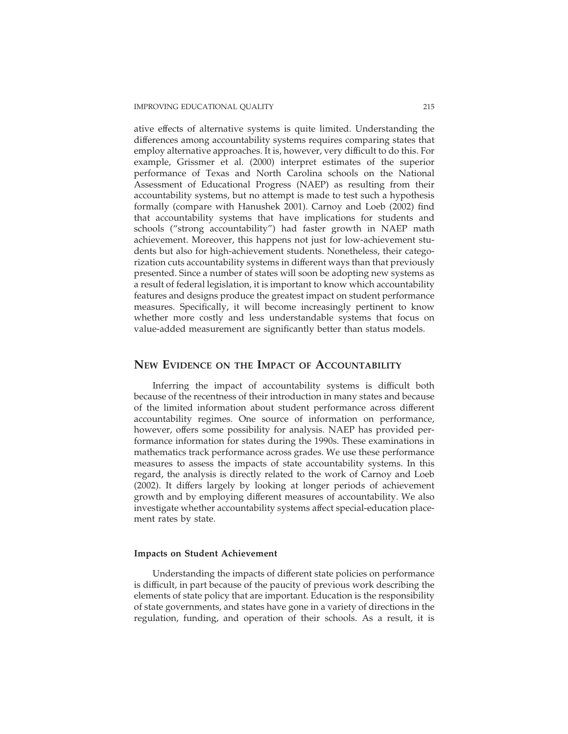ative effects of alternative systems is quite limited. Understanding the differences among accountability systems requires comparing states that employ alternative approaches. It is, however, very difficult to do this. For example, Grissmer et al. (2000) interpret estimates of the superior performance of Texas and North Carolina schools on the National Assessment of Educational Progress (NAEP) as resulting from their accountability systems, but no attempt is made to test such a hypothesis formally (compare with Hanushek 2001). Carnoy and Loeb (2002) find that accountability systems that have implications for students and schools ("strong accountability") had faster growth in NAEP math achievement. Moreover, this happens not just for low-achievement students but also for high-achievement students. Nonetheless, their categorization cuts accountability systems in different ways than that previously presented. Since a number of states will soon be adopting new systems as a result of federal legislation, it is important to know which accountability features and designs produce the greatest impact on student performance measures. Specifically, it will become increasingly pertinent to know whether more costly and less understandable systems that focus on value-added measurement are significantly better than status models.

## New Evidence on the Impact of Accountability

Inferring the impact of accountability systems is difficult both because of the recentness of their introduction in many states and because of the limited information about student performance across different accountability regimes. One source of information on performance, however, offers some possibility for analysis. NAEP has provided performance information for states during the 1990s. These examinations in mathematics track performance across grades. We use these performance measures to assess the impacts of state accountability systems. In this regard, the analysis is directly related to the work of Carnoy and Loeb (2002). It differs largely by looking at longer periods of achievement growth and by employing different measures of accountability. We also investigate whether accountability systems affect special-education placement rates by state.

### Impacts on Student Achievement

Understanding the impacts of different state policies on performance is difficult, in part because of the paucity of previous work describing the elements of state policy that are important. Education is the responsibility of state governments, and states have gone in a variety of directions in the regulation, funding, and operation of their schools. As a result, it is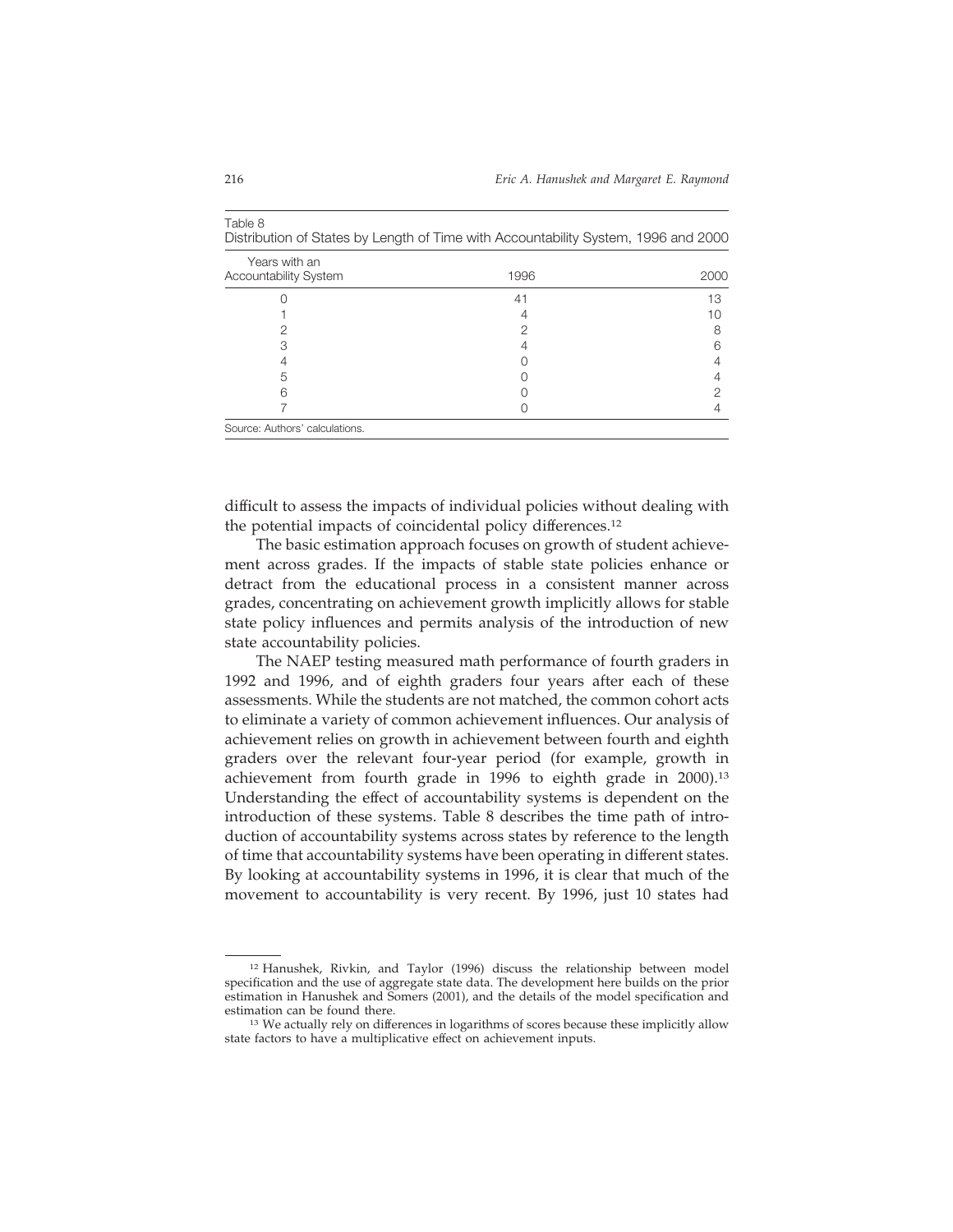Table 8
Distribution of States by Length of Time with Accountability System, 1996 and 2000

| Years with an Accountability System | 1996 | 2000 |
|---|---|---|
| 0 | 41 | 13 |
| 1 | 4 | 10 |
| 2 | 2 | 8 |
| 3 | 4 | 6 |
| 4 | 0 | 4 |
| 5 | 0 | 4 |
| 6 | 0 | 2 |
| 7 | 0 | 4 |

Source: Authors' calculations.

difficult to assess the impacts of individual policies without dealing with the potential impacts of coincidental policy differences.[12]

The basic estimation approach focuses on growth of student achievement across grades. If the impacts of stable state policies enhance or detract from the educational process in a consistent manner across grades, concentrating on achievement growth implicitly allows for stable state policy influences and permits analysis of the introduction of new state accountability policies.

The NAEP testing measured math performance of fourth graders in 1992 and 1996, and of eighth graders four years after each of these assessments. While the students are not matched, the common cohort acts to eliminate a variety of common achievement influences. Our analysis of achievement relies on growth in achievement between fourth and eighth graders over the relevant four-year period (for example, growth in achievement from fourth grade in 1996 to eighth grade in 2000).[13] Understanding the effect of accountability systems is dependent on the introduction of these systems. Table 8 describes the time path of introduction of accountability systems across states by reference to the length of time that accountability systems have been operating in different states. By looking at accountability systems in 1996, it is clear that much of the movement to accountability is very recent. By 1996, just 10 states had

[12] Hanushek, Rivkin, and Taylor (1996) discuss the relationship between model specification and the use of aggregate state data. The development here builds on the prior estimation in Hanushek and Somers (2001), and the details of the model specification and estimation can be found there.

[13] We actually rely on differences in logarithms of scores because these implicitly allow state factors to have a multiplicative effect on achievement inputs.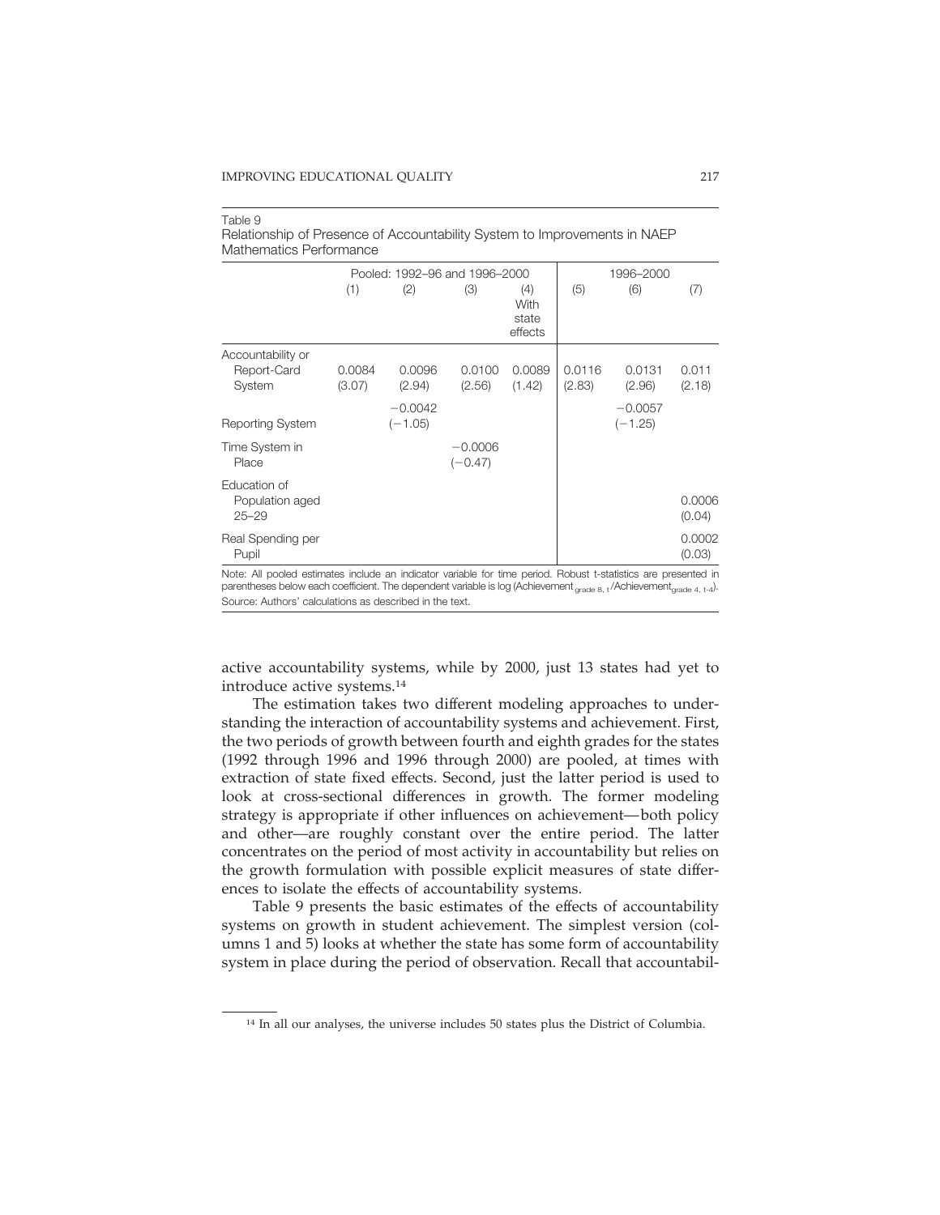Table 9
Relationship of Presence of Accountability System to Improvements in NAEP Mathematics Performance

| | Pooled: 1992–96 and 1996–2000 | | | | 1996–2000 | | |
|---|---|---|---|---|---|---|---|
| | (1) | (2) | (3) | (4) With state effects | (5) | (6) | (7) |
| Accountability or Report-Card System | 0.0084 (3.07) | 0.0096 (2.94) | 0.0100 (2.56) | 0.0089 (1.42) | 0.0116 (2.83) | 0.0131 (2.96) | 0.011 (2.18) |
| Reporting System | | −0.0042 (−1.05) | | | | −0.0057 (−1.25) | |
| Time System in Place | | | −0.0006 (−0.47) | | | | |
| Education of Population aged 25–29 | | | | | | | 0.0006 (0.04) |
| Real Spending per Pupil | | | | | | | 0.0002 (0.03) |

Note: All pooled estimates include an indicator variable for time period. Robust t-statistics are presented in parentheses below each coefficient. The dependent variable is log $(\text{Achievement}_{\text{grade 8, t}}/\text{Achievement}_{\text{grade 4, t-4}})$.
Source: Authors' calculations as described in the text.

active accountability systems, while by 2000, just 13 states had yet to introduce active systems.[14]

The estimation takes two different modeling approaches to understanding the interaction of accountability systems and achievement. First, the two periods of growth between fourth and eighth grades for the states (1992 through 1996 and 1996 through 2000) are pooled, at times with extraction of state fixed effects. Second, just the latter period is used to look at cross-sectional differences in growth. The former modeling strategy is appropriate if other influences on achievement—both policy and other—are roughly constant over the entire period. The latter concentrates on the period of most activity in accountability but relies on the growth formulation with possible explicit measures of state differences to isolate the effects of accountability systems.

Table 9 presents the basic estimates of the effects of accountability systems on growth in student achievement. The simplest version (columns 1 and 5) looks at whether the state has some form of accountability system in place during the period of observation. Recall that accountabil-

[14] In all our analyses, the universe includes 50 states plus the District of Columbia.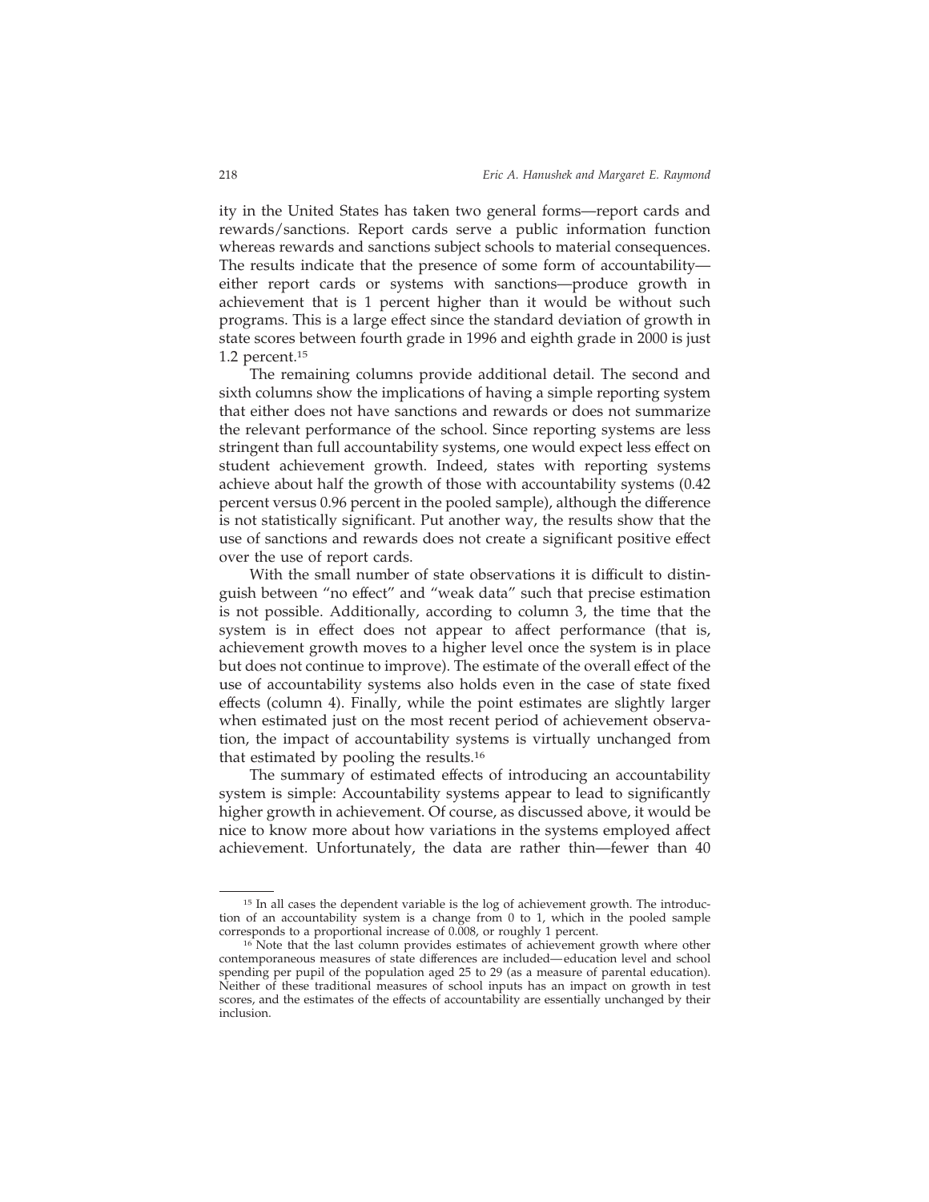ity in the United States has taken two general forms—report cards and rewards/sanctions. Report cards serve a public information function whereas rewards and sanctions subject schools to material consequences. The results indicate that the presence of some form of accountability—either report cards or systems with sanctions—produce growth in achievement that is 1 percent higher than it would be without such programs. This is a large effect since the standard deviation of growth in state scores between fourth grade in 1996 and eighth grade in 2000 is just 1.2 percent.[15]

The remaining columns provide additional detail. The second and sixth columns show the implications of having a simple reporting system that either does not have sanctions and rewards or does not summarize the relevant performance of the school. Since reporting systems are less stringent than full accountability systems, one would expect less effect on student achievement growth. Indeed, states with reporting systems achieve about half the growth of those with accountability systems (0.42 percent versus 0.96 percent in the pooled sample), although the difference is not statistically significant. Put another way, the results show that the use of sanctions and rewards does not create a significant positive effect over the use of report cards.

With the small number of state observations it is difficult to distinguish between "no effect" and "weak data" such that precise estimation is not possible. Additionally, according to column 3, the time that the system is in effect does not appear to affect performance (that is, achievement growth moves to a higher level once the system is in place but does not continue to improve). The estimate of the overall effect of the use of accountability systems also holds even in the case of state fixed effects (column 4). Finally, while the point estimates are slightly larger when estimated just on the most recent period of achievement observation, the impact of accountability systems is virtually unchanged from that estimated by pooling the results.[16]

The summary of estimated effects of introducing an accountability system is simple: Accountability systems appear to lead to significantly higher growth in achievement. Of course, as discussed above, it would be nice to know more about how variations in the systems employed affect achievement. Unfortunately, the data are rather thin—fewer than 40

---

[15] In all cases the dependent variable is the log of achievement growth. The introduction of an accountability system is a change from 0 to 1, which in the pooled sample corresponds to a proportional increase of 0.008, or roughly 1 percent.

[16] Note that the last column provides estimates of achievement growth where other contemporaneous measures of state differences are included—education level and school spending per pupil of the population aged 25 to 29 (as a measure of parental education). Neither of these traditional measures of school inputs has an impact on growth in test scores, and the estimates of the effects of accountability are essentially unchanged by their inclusion.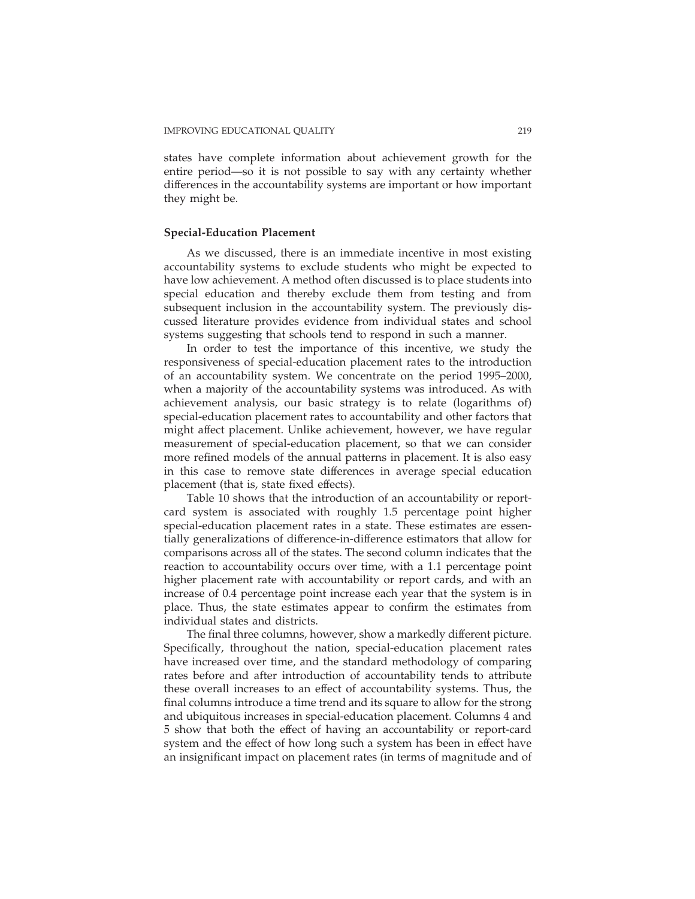states have complete information about achievement growth for the entire period—so it is not possible to say with any certainty whether differences in the accountability systems are important or how important they might be.

### Special-Education Placement

As we discussed, there is an immediate incentive in most existing accountability systems to exclude students who might be expected to have low achievement. A method often discussed is to place students into special education and thereby exclude them from testing and from subsequent inclusion in the accountability system. The previously discussed literature provides evidence from individual states and school systems suggesting that schools tend to respond in such a manner.

In order to test the importance of this incentive, we study the responsiveness of special-education placement rates to the introduction of an accountability system. We concentrate on the period 1995–2000, when a majority of the accountability systems was introduced. As with achievement analysis, our basic strategy is to relate (logarithms of) special-education placement rates to accountability and other factors that might affect placement. Unlike achievement, however, we have regular measurement of special-education placement, so that we can consider more refined models of the annual patterns in placement. It is also easy in this case to remove state differences in average special education placement (that is, state fixed effects).

Table 10 shows that the introduction of an accountability or report-card system is associated with roughly 1.5 percentage point higher special-education placement rates in a state. These estimates are essentially generalizations of difference-in-difference estimators that allow for comparisons across all of the states. The second column indicates that the reaction to accountability occurs over time, with a 1.1 percentage point higher placement rate with accountability or report cards, and with an increase of 0.4 percentage point increase each year that the system is in place. Thus, the state estimates appear to confirm the estimates from individual states and districts.

The final three columns, however, show a markedly different picture. Specifically, throughout the nation, special-education placement rates have increased over time, and the standard methodology of comparing rates before and after introduction of accountability tends to attribute these overall increases to an effect of accountability systems. Thus, the final columns introduce a time trend and its square to allow for the strong and ubiquitous increases in special-education placement. Columns 4 and 5 show that both the effect of having an accountability or report-card system and the effect of how long such a system has been in effect have an insignificant impact on placement rates (in terms of magnitude and of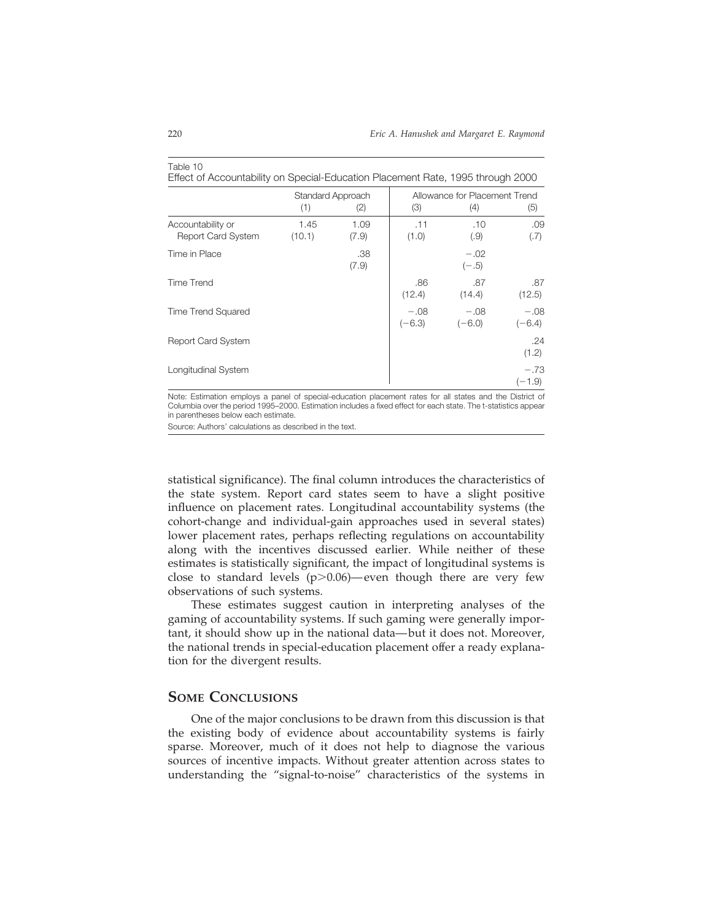Table 10
Effect of Accountability on Special-Education Placement Rate, 1995 through 2000

| | Standard Approach | | Allowance for Placement Trend | | |
|---|---|---|---|---|---|
| | (1) | (2) | (3) | (4) | (5) |
| Accountability or Report Card System | 1.45 (10.1) | 1.09 (7.9) | .11 (1.0) | .10 (.9) | .09 (.7) |
| Time in Place | | .38 (7.9) | | −.02 (−.5) | |
| Time Trend | | | .86 (12.4) | .87 (14.4) | .87 (12.5) |
| Time Trend Squared | | | −.08 (−6.3) | −.08 (−6.0) | −.08 (−6.4) |
| Report Card System | | | | | .24 (1.2) |
| Longitudinal System | | | | | −.73 (−1.9) |

Note: Estimation employs a panel of special-education placement rates for all states and the District of Columbia over the period 1995–2000. Estimation includes a fixed effect for each state. The t-statistics appear in parentheses below each estimate.

Source: Authors' calculations as described in the text.

statistical significance). The final column introduces the characteristics of the state system. Report card states seem to have a slight positive influence on placement rates. Longitudinal accountability systems (the cohort-change and individual-gain approaches used in several states) lower placement rates, perhaps reflecting regulations on accountability along with the incentives discussed earlier. While neither of these estimates is statistically significant, the impact of longitudinal systems is close to standard levels ($p > 0.06$)—even though there are very few observations of such systems.

These estimates suggest caution in interpreting analyses of the gaming of accountability systems. If such gaming were generally important, it should show up in the national data—but it does not. Moreover, the national trends in special-education placement offer a ready explanation for the divergent results.

## Some Conclusions

One of the major conclusions to be drawn from this discussion is that the existing body of evidence about accountability systems is fairly sparse. Moreover, much of it does not help to diagnose the various sources of incentive impacts. Without greater attention across states to understanding the "signal-to-noise" characteristics of the systems in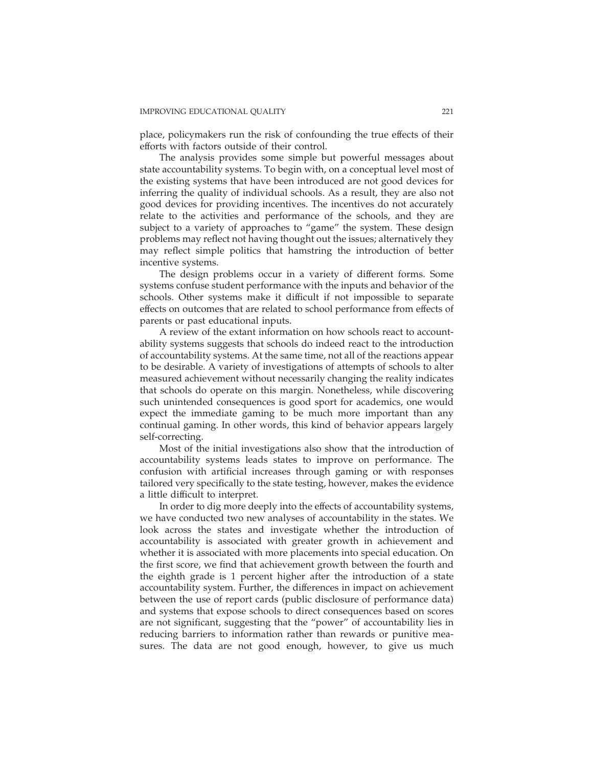place, policymakers run the risk of confounding the true effects of their efforts with factors outside of their control.

The analysis provides some simple but powerful messages about state accountability systems. To begin with, on a conceptual level most of the existing systems that have been introduced are not good devices for inferring the quality of individual schools. As a result, they are also not good devices for providing incentives. The incentives do not accurately relate to the activities and performance of the schools, and they are subject to a variety of approaches to "game" the system. These design problems may reflect not having thought out the issues; alternatively they may reflect simple politics that hamstring the introduction of better incentive systems.

The design problems occur in a variety of different forms. Some systems confuse student performance with the inputs and behavior of the schools. Other systems make it difficult if not impossible to separate effects on outcomes that are related to school performance from effects of parents or past educational inputs.

A review of the extant information on how schools react to accountability systems suggests that schools do indeed react to the introduction of accountability systems. At the same time, not all of the reactions appear to be desirable. A variety of investigations of attempts of schools to alter measured achievement without necessarily changing the reality indicates that schools do operate on this margin. Nonetheless, while discovering such unintended consequences is good sport for academics, one would expect the immediate gaming to be much more important than any continual gaming. In other words, this kind of behavior appears largely self-correcting.

Most of the initial investigations also show that the introduction of accountability systems leads states to improve on performance. The confusion with artificial increases through gaming or with responses tailored very specifically to the state testing, however, makes the evidence a little difficult to interpret.

In order to dig more deeply into the effects of accountability systems, we have conducted two new analyses of accountability in the states. We look across the states and investigate whether the introduction of accountability is associated with greater growth in achievement and whether it is associated with more placements into special education. On the first score, we find that achievement growth between the fourth and the eighth grade is 1 percent higher after the introduction of a state accountability system. Further, the differences in impact on achievement between the use of report cards (public disclosure of performance data) and systems that expose schools to direct consequences based on scores are not significant, suggesting that the "power" of accountability lies in reducing barriers to information rather than rewards or punitive measures. The data are not good enough, however, to give us much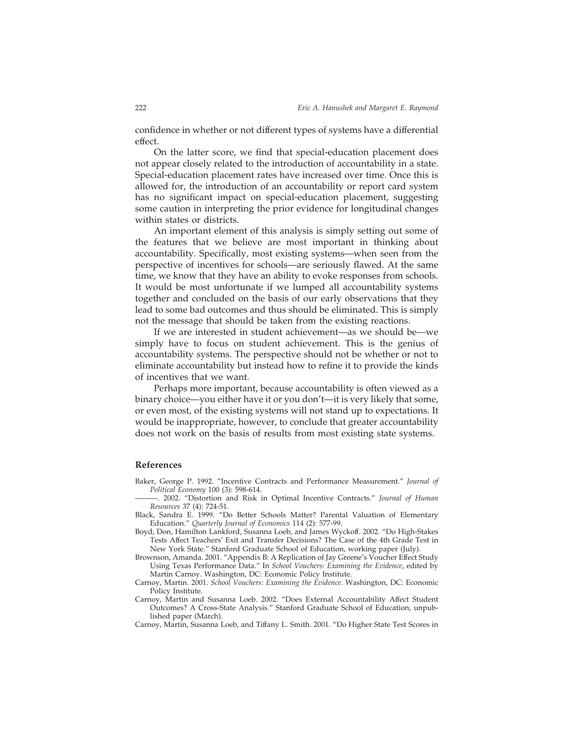confidence in whether or not different types of systems have a differential effect.

On the latter score, we find that special-education placement does not appear closely related to the introduction of accountability in a state. Special-education placement rates have increased over time. Once this is allowed for, the introduction of an accountability or report card system has no significant impact on special-education placement, suggesting some caution in interpreting the prior evidence for longitudinal changes within states or districts.

An important element of this analysis is simply setting out some of the features that we believe are most important in thinking about accountability. Specifically, most existing systems—when seen from the perspective of incentives for schools—are seriously flawed. At the same time, we know that they have an ability to evoke responses from schools. It would be most unfortunate if we lumped all accountability systems together and concluded on the basis of our early observations that they lead to some bad outcomes and thus should be eliminated. This is simply not the message that should be taken from the existing reactions.

If we are interested in student achievement—as we should be—we simply have to focus on student achievement. This is the genius of accountability systems. The perspective should not be whether or not to eliminate accountability but instead how to refine it to provide the kinds of incentives that we want.

Perhaps more important, because accountability is often viewed as a binary choice—you either have it or you don't—it is very likely that some, or even most, of the existing systems will not stand up to expectations. It would be inappropriate, however, to conclude that greater accountability does not work on the basis of results from most existing state systems.

## References

Baker, George P. 1992. "Incentive Contracts and Performance Measurement." *Journal of Political Economy* 100 (3): 598-614.

———. 2002. "Distortion and Risk in Optimal Incentive Contracts." *Journal of Human Resources* 37 (4): 724-51.

Black, Sandra E. 1999. "Do Better Schools Matter? Parental Valuation of Elementary Education." *Quarterly Journal of Economics* 114 (2): 577-99.

Boyd, Don, Hamilton Lankford, Susanna Loeb, and James Wyckoff. 2002. "Do High-Stakes Tests Affect Teachers' Exit and Transfer Decisions? The Case of the 4th Grade Test in New York State." Stanford Graduate School of Education, working paper (July).

Brownson, Amanda. 2001. "Appendix B: A Replication of Jay Greene's Voucher Effect Study Using Texas Performance Data." In *School Vouchers: Examining the Evidence*, edited by Martin Carnoy. Washington, DC: Economic Policy Institute.

Carnoy, Martin. 2001. *School Vouchers: Examining the Evidence*. Washington, DC: Economic Policy Institute.

Carnoy, Martin and Susanna Loeb. 2002. "Does External Accountability Affect Student Outcomes? A Cross-State Analysis." Stanford Graduate School of Education, unpublished paper (March).

Carnoy, Martin, Susanna Loeb, and Tiffany L. Smith. 2001. "Do Higher State Test Scores in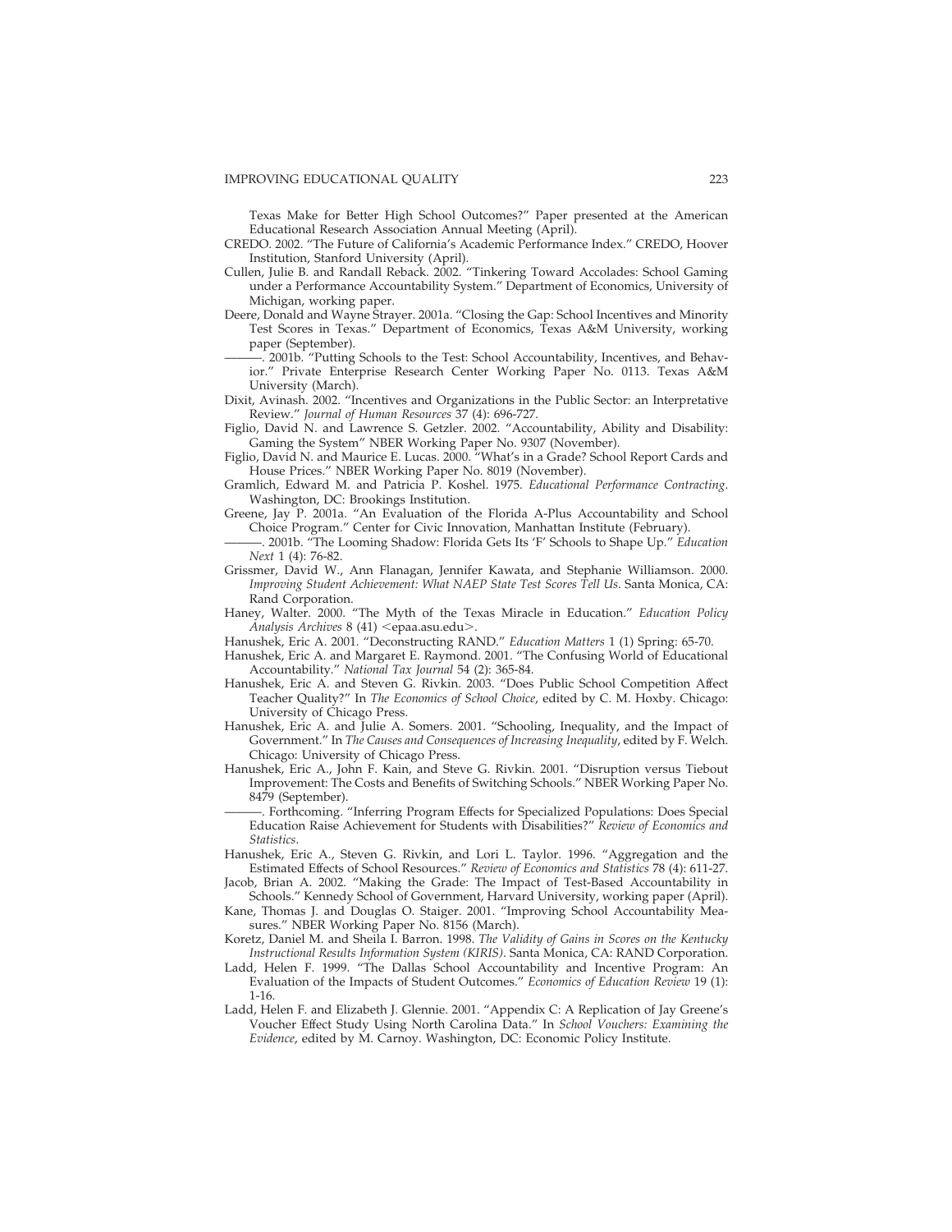Texas Make for Better High School Outcomes?" Paper presented at the American Educational Research Association Annual Meeting (April).

CREDO. 2002. "The Future of California's Academic Performance Index." CREDO, Hoover Institution, Stanford University (April).

Cullen, Julie B. and Randall Reback. 2002. "Tinkering Toward Accolades: School Gaming under a Performance Accountability System." Department of Economics, University of Michigan, working paper.

Deere, Donald and Wayne Strayer. 2001a. "Closing the Gap: School Incentives and Minority Test Scores in Texas." Department of Economics, Texas A&M University, working paper (September).

———. 2001b. "Putting Schools to the Test: School Accountability, Incentives, and Behavior." Private Enterprise Research Center Working Paper No. 0113. Texas A&M University (March).

Dixit, Avinash. 2002. "Incentives and Organizations in the Public Sector: an Interpretative Review." *Journal of Human Resources* 37 (4): 696-727.

Figlio, David N. and Lawrence S. Getzler. 2002. "Accountability, Ability and Disability: Gaming the System" NBER Working Paper No. 9307 (November).

Figlio, David N. and Maurice E. Lucas. 2000. "What's in a Grade? School Report Cards and House Prices." NBER Working Paper No. 8019 (November).

Gramlich, Edward M. and Patricia P. Koshel. 1975. *Educational Performance Contracting*. Washington, DC: Brookings Institution.

Greene, Jay P. 2001a. "An Evaluation of the Florida A-Plus Accountability and School Choice Program." Center for Civic Innovation, Manhattan Institute (February).

———. 2001b. "The Looming Shadow: Florida Gets Its 'F' Schools to Shape Up." *Education Next* 1 (4): 76-82.

Grissmer, David W., Ann Flanagan, Jennifer Kawata, and Stephanie Williamson. 2000. *Improving Student Achievement: What NAEP State Test Scores Tell Us*. Santa Monica, CA: Rand Corporation.

Haney, Walter. 2000. "The Myth of the Texas Miracle in Education." *Education Policy Analysis Archives* 8 (41) <epaa.asu.edu>.

Hanushek, Eric A. 2001. "Deconstructing RAND." *Education Matters* 1 (1) Spring: 65-70.

Hanushek, Eric A. and Margaret E. Raymond. 2001. "The Confusing World of Educational Accountability." *National Tax Journal* 54 (2): 365-84.

Hanushek, Eric A. and Steven G. Rivkin. 2003. "Does Public School Competition Affect Teacher Quality?" In *The Economics of School Choice*, edited by C. M. Hoxby. Chicago: University of Chicago Press.

Hanushek, Eric A. and Julie A. Somers. 2001. "Schooling, Inequality, and the Impact of Government." In *The Causes and Consequences of Increasing Inequality*, edited by F. Welch. Chicago: University of Chicago Press.

Hanushek, Eric A., John F. Kain, and Steve G. Rivkin. 2001. "Disruption versus Tiebout Improvement: The Costs and Benefits of Switching Schools." NBER Working Paper No. 8479 (September).

———. Forthcoming. "Inferring Program Effects for Specialized Populations: Does Special Education Raise Achievement for Students with Disabilities?" *Review of Economics and Statistics*.

Hanushek, Eric A., Steven G. Rivkin, and Lori L. Taylor. 1996. "Aggregation and the Estimated Effects of School Resources." *Review of Economics and Statistics* 78 (4): 611-27.

Jacob, Brian A. 2002. "Making the Grade: The Impact of Test-Based Accountability in Schools." Kennedy School of Government, Harvard University, working paper (April).

Kane, Thomas J. and Douglas O. Staiger. 2001. "Improving School Accountability Measures." NBER Working Paper No. 8156 (March).

Koretz, Daniel M. and Sheila I. Barron. 1998. *The Validity of Gains in Scores on the Kentucky Instructional Results Information System (KIRIS)*. Santa Monica, CA: RAND Corporation.

Ladd, Helen F. 1999. "The Dallas School Accountability and Incentive Program: An Evaluation of the Impacts of Student Outcomes." *Economics of Education Review* 19 (1): 1-16.

Ladd, Helen F. and Elizabeth J. Glennie. 2001. "Appendix C: A Replication of Jay Greene's Voucher Effect Study Using North Carolina Data." In *School Vouchers: Examining the Evidence*, edited by M. Carnoy. Washington, DC: Economic Policy Institute.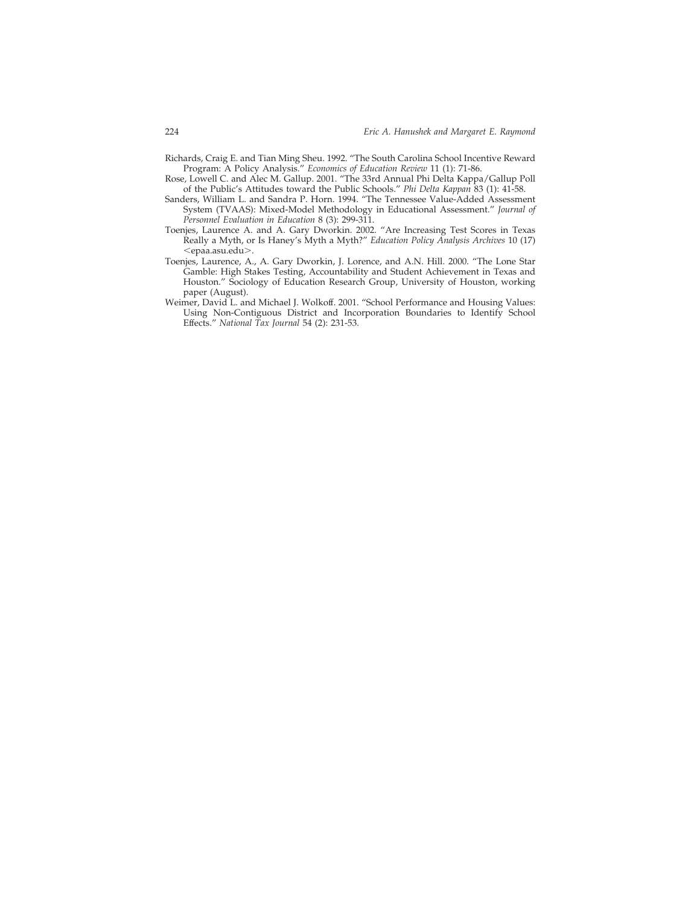Richards, Craig E. and Tian Ming Sheu. 1992. "The South Carolina School Incentive Reward Program: A Policy Analysis." *Economics of Education Review* 11 (1): 71-86.

Rose, Lowell C. and Alec M. Gallup. 2001. "The 33rd Annual Phi Delta Kappa/Gallup Poll of the Public's Attitudes toward the Public Schools." *Phi Delta Kappan* 83 (1): 41-58.

Sanders, William L. and Sandra P. Horn. 1994. "The Tennessee Value-Added Assessment System (TVAAS): Mixed-Model Methodology in Educational Assessment." *Journal of Personnel Evaluation in Education* 8 (3): 299-311.

Toenjes, Laurence A. and A. Gary Dworkin. 2002. "Are Increasing Test Scores in Texas Really a Myth, or Is Haney's Myth a Myth?" *Education Policy Analysis Archives* 10 (17) <epaa.asu.edu>.

Toenjes, Laurence, A., A. Gary Dworkin, J. Lorence, and A.N. Hill. 2000. "The Lone Star Gamble: High Stakes Testing, Accountability and Student Achievement in Texas and Houston." Sociology of Education Research Group, University of Houston, working paper (August).

Weimer, David L. and Michael J. Wolkoff. 2001. "School Performance and Housing Values: Using Non-Contiguous District and Incorporation Boundaries to Identify School Effects." *National Tax Journal* 54 (2): 231-53.